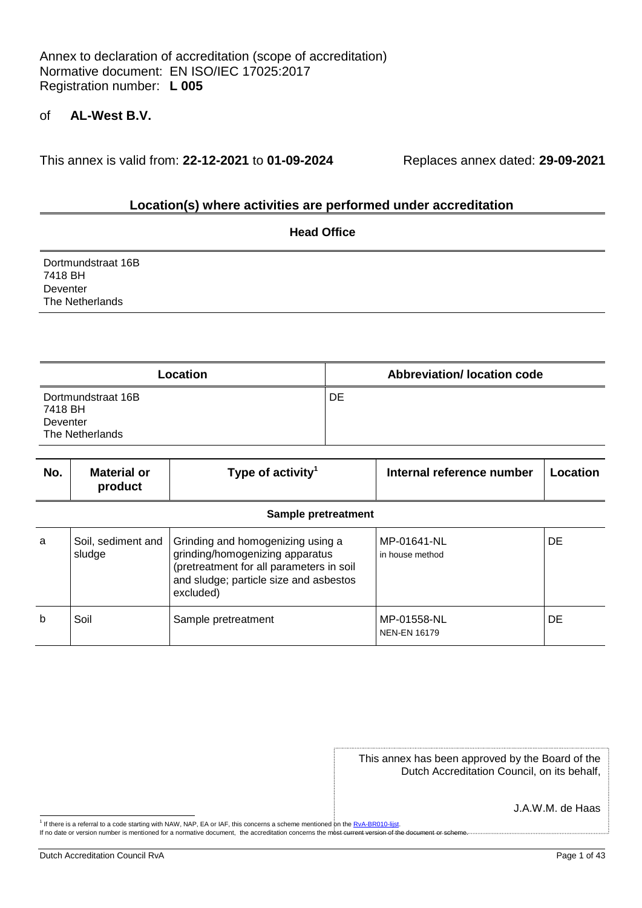Annex to declaration of accreditation (scope of accreditation)
Normative document: EN ISO/IEC 17025:2017
Registration number: **L 005**

of **AL-West B.V.**

This annex is valid from: **22-12-2021** to **01-09-2024** Replaces annex dated: **29-09-2021**

## Location(s) where activities are performed under accreditation

### Head Office

Dortmundstraat 16B
7418 BH
Deventer
The Netherlands

| Location | Abbreviation/ location code |
|---|---|
| Dortmundstraat 16B<br>7418 BH<br>Deventer<br>The Netherlands | DE |

| No. | Material or product | Type of activity[1] | Internal reference number | Location |
|---|---|---|---|---|
| | | **Sample pretreatment** | | |
| a | Soil, sediment and sludge | Grinding and homogenizing using a grinding/homogenizing apparatus (pretreatment for all parameters in soil and sludge; particle size and asbestos excluded) | MP-01641-NL<br>in house method | DE |
| b | Soil | Sample pretreatment | MP-01558-NL<br>NEN-EN 16179 | DE |

This annex has been approved by the Board of the Dutch Accreditation Council, on its behalf,

J.A.W.M. de Haas

[1] If there is a referral to a code starting with NAW, NAP, EA or IAF, this concerns a scheme mentioned on the RvA-BR010-lijst.
If no date or version number is mentioned for a normative document, the accreditation concerns the most current version of the document or scheme.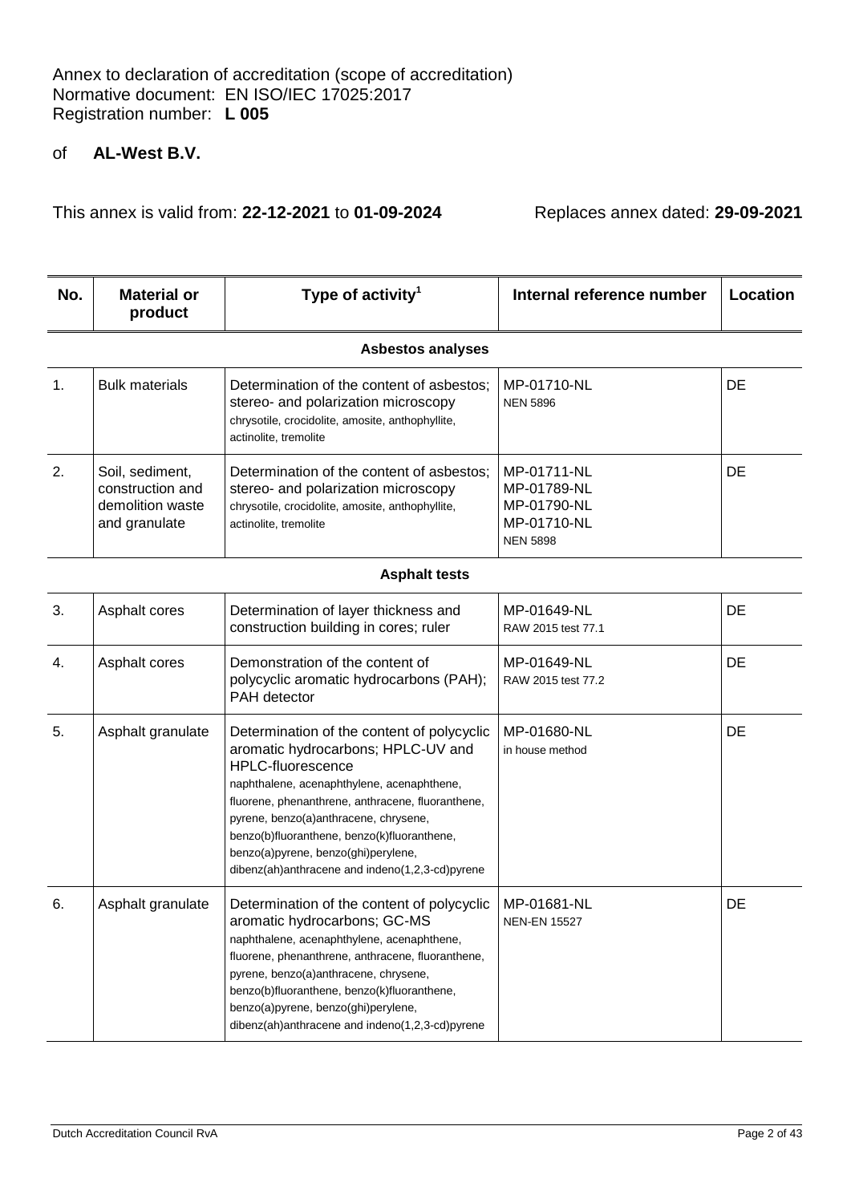Annex to declaration of accreditation (scope of accreditation)
Normative document: EN ISO/IEC 17025:2017
Registration number: **L 005**

of **AL-West B.V.**

This annex is valid from: **22-12-2021** to **01-09-2024** Replaces annex dated: **29-09-2021**

| No. | Material or product | Type of activity[1] | Internal reference number | Location |
|---|---|---|---|---|
| | | **Asbestos analyses** | | |
| 1. | Bulk materials | Determination of the content of asbestos; stereo- and polarization microscopy<br>chrysotile, crocidolite, amosite, anthophyllite, actinolite, tremolite | MP-01710-NL<br>NEN 5896 | DE |
| 2. | Soil, sediment, construction and demolition waste and granulate | Determination of the content of asbestos; stereo- and polarization microscopy<br>chrysotile, crocidolite, amosite, anthophyllite, actinolite, tremolite | MP-01711-NL<br>MP-01789-NL<br>MP-01790-NL<br>MP-01710-NL<br>NEN 5898 | DE |
| | | **Asphalt tests** | | |
| 3. | Asphalt cores | Determination of layer thickness and construction building in cores; ruler | MP-01649-NL<br>RAW 2015 test 77.1 | DE |
| 4. | Asphalt cores | Demonstration of the content of polycyclic aromatic hydrocarbons (PAH); PAH detector | MP-01649-NL<br>RAW 2015 test 77.2 | DE |
| 5. | Asphalt granulate | Determination of the content of polycyclic aromatic hydrocarbons; HPLC-UV and HPLC-fluorescence<br>naphthalene, acenaphthylene, acenaphthene, fluorene, phenanthrene, anthracene, fluoranthene, pyrene, benzo(a)anthracene, chrysene, benzo(b)fluoranthene, benzo(k)fluoranthene, benzo(a)pyrene, benzo(ghi)perylene, dibenz(ah)anthracene and indeno(1,2,3-cd)pyrene | MP-01680-NL<br>in house method | DE |
| 6. | Asphalt granulate | Determination of the content of polycyclic aromatic hydrocarbons; GC-MS<br>naphthalene, acenaphthylene, acenaphthene, fluorene, phenanthrene, anthracene, fluoranthene, pyrene, benzo(a)anthracene, chrysene, benzo(b)fluoranthene, benzo(k)fluoranthene, benzo(a)pyrene, benzo(ghi)perylene, dibenz(ah)anthracene and indeno(1,2,3-cd)pyrene | MP-01681-NL<br>NEN-EN 15527 | DE |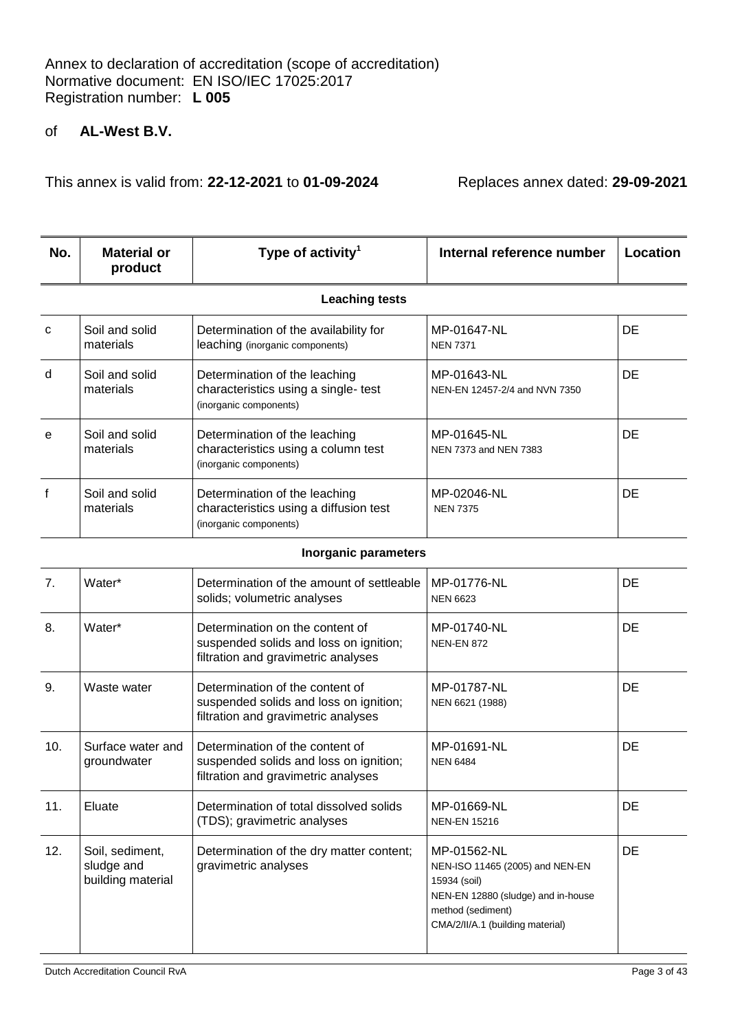Annex to declaration of accreditation (scope of accreditation)
Normative document: EN ISO/IEC 17025:2017
Registration number: **L 005**

of **AL-West B.V.**

This annex is valid from: **22-12-2021** to **01-09-2024** Replaces annex dated: **29-09-2021**

| No. | Material or product | Type of activity[1] | Internal reference number | Location |
|---|---|---|---|---|
| | | **Leaching tests** | | |
| c | Soil and solid materials | Determination of the availability for leaching (inorganic components) | MP-01647-NL NEN 7371 | DE |
| d | Soil and solid materials | Determination of the leaching characteristics using a single- test (inorganic components) | MP-01643-NL NEN-EN 12457-2/4 and NVN 7350 | DE |
| e | Soil and solid materials | Determination of the leaching characteristics using a column test (inorganic components) | MP-01645-NL NEN 7373 and NEN 7383 | DE |
| f | Soil and solid materials | Determination of the leaching characteristics using a diffusion test (inorganic components) | MP-02046-NL NEN 7375 | DE |
| | | **Inorganic parameters** | | |
| 7. | Water* | Determination of the amount of settleable solids; volumetric analyses | MP-01776-NL NEN 6623 | DE |
| 8. | Water* | Determination on the content of suspended solids and loss on ignition; filtration and gravimetric analyses | MP-01740-NL NEN-EN 872 | DE |
| 9. | Waste water | Determination of the content of suspended solids and loss on ignition; filtration and gravimetric analyses | MP-01787-NL NEN 6621 (1988) | DE |
| 10. | Surface water and groundwater | Determination of the content of suspended solids and loss on ignition; filtration and gravimetric analyses | MP-01691-NL NEN 6484 | DE |
| 11. | Eluate | Determination of total dissolved solids (TDS); gravimetric analyses | MP-01669-NL NEN-EN 15216 | DE |
| 12. | Soil, sediment, sludge and building material | Determination of the dry matter content; gravimetric analyses | MP-01562-NL NEN-ISO 11465 (2005) and NEN-EN 15934 (soil) NEN-EN 12880 (sludge) and in-house method (sediment) CMA/2/II/A.1 (building material) | DE |

Dutch Accreditation Council RvA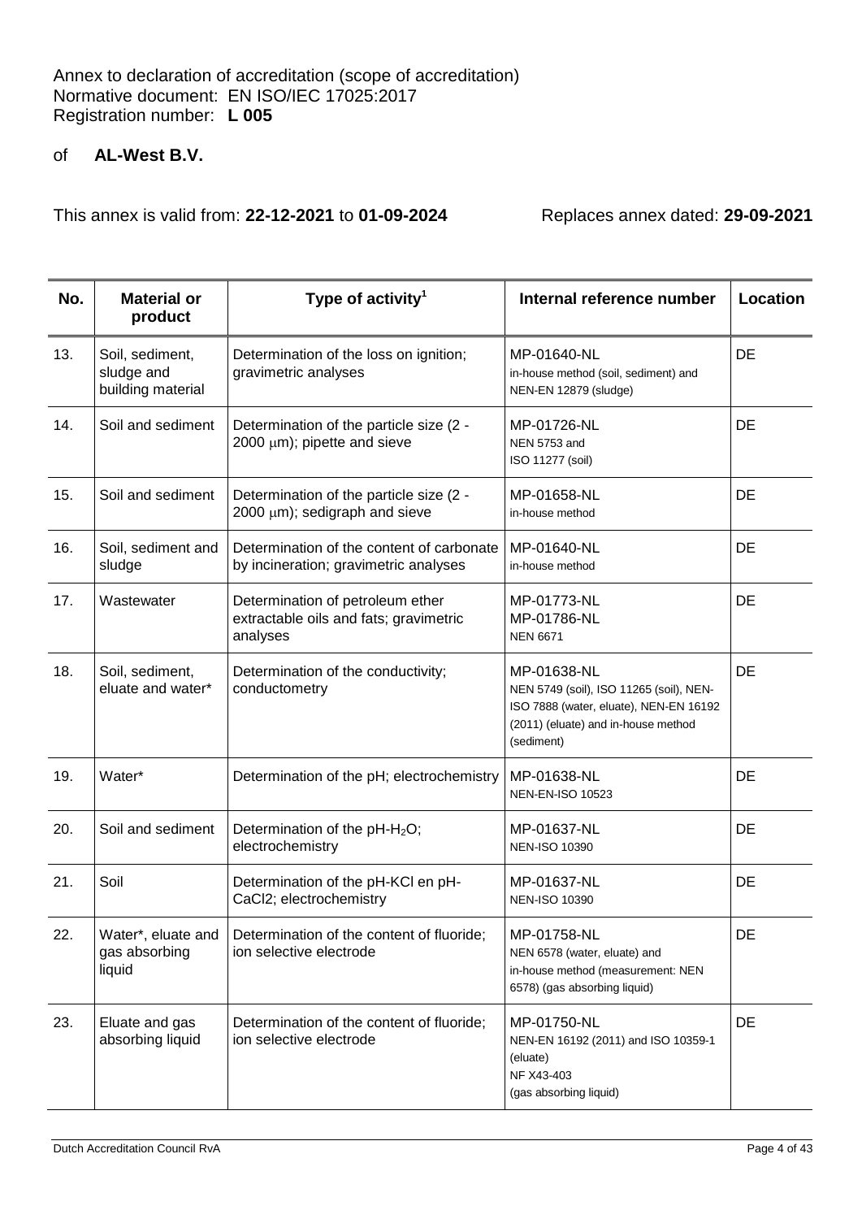Annex to declaration of accreditation (scope of accreditation)
Normative document: EN ISO/IEC 17025:2017
Registration number: **L 005**

of **AL-West B.V.**

This annex is valid from: **22-12-2021** to **01-09-2024** Replaces annex dated: **29-09-2021**

| No. | Material or product | Type of activity[1] | Internal reference number | Location |
|---|---|---|---|---|
| 13. | Soil, sediment, sludge and building material | Determination of the loss on ignition; gravimetric analyses | MP-01640-NL<br>in-house method (soil, sediment) and NEN-EN 12879 (sludge) | DE |
| 14. | Soil and sediment | Determination of the particle size (2 - 2000 μm); pipette and sieve | MP-01726-NL<br>NEN 5753 and<br>ISO 11277 (soil) | DE |
| 15. | Soil and sediment | Determination of the particle size (2 - 2000 μm); sedigraph and sieve | MP-01658-NL<br>in-house method | DE |
| 16. | Soil, sediment and sludge | Determination of the content of carbonate by incineration; gravimetric analyses | MP-01640-NL<br>in-house method | DE |
| 17. | Wastewater | Determination of petroleum ether extractable oils and fats; gravimetric analyses | MP-01773-NL<br>MP-01786-NL<br>NEN 6671 | DE |
| 18. | Soil, sediment, eluate and water* | Determination of the conductivity; conductometry | MP-01638-NL<br>NEN 5749 (soil), ISO 11265 (soil), NEN-ISO 7888 (water, eluate), NEN-EN 16192 (2011) (eluate) and in-house method (sediment) | DE |
| 19. | Water* | Determination of the pH; electrochemistry | MP-01638-NL<br>NEN-EN-ISO 10523 | DE |
| 20. | Soil and sediment | Determination of the pH-$H_2O$; electrochemistry | MP-01637-NL<br>NEN-ISO 10390 | DE |
| 21. | Soil | Determination of the pH-KCl en pH-CaCl2; electrochemistry | MP-01637-NL<br>NEN-ISO 10390 | DE |
| 22. | Water*, eluate and gas absorbing liquid | Determination of the content of fluoride; ion selective electrode | MP-01758-NL<br>NEN 6578 (water, eluate) and in-house method (measurement: NEN 6578) (gas absorbing liquid) | DE |
| 23. | Eluate and gas absorbing liquid | Determination of the content of fluoride; ion selective electrode | MP-01750-NL<br>NEN-EN 16192 (2011) and ISO 10359-1 (eluate)<br>NF X43-403<br>(gas absorbing liquid) | DE |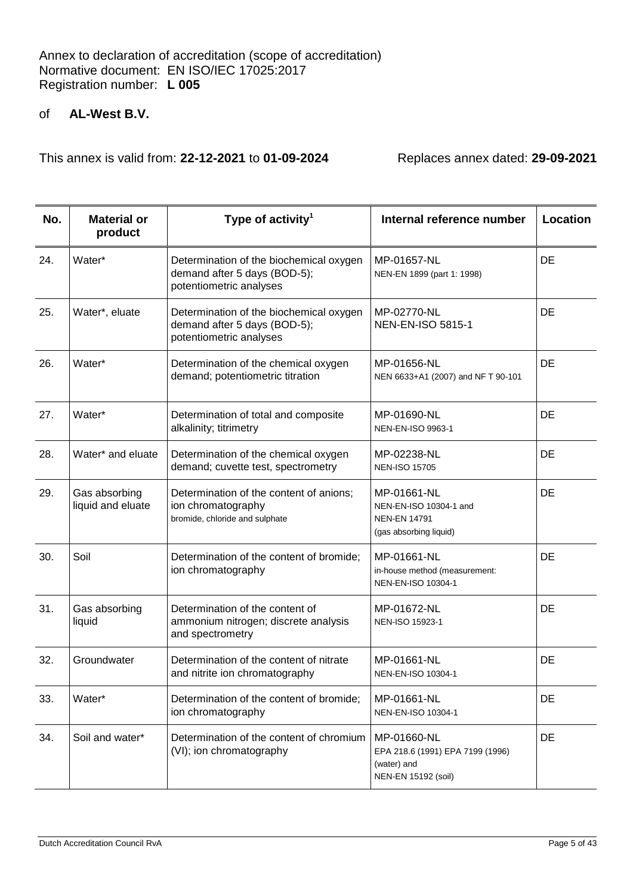Annex to declaration of accreditation (scope of accreditation)
Normative document: EN ISO/IEC 17025:2017
Registration number: **L 005**

of **AL-West B.V.**

This annex is valid from: **22-12-2021** to **01-09-2024** Replaces annex dated: **29-09-2021**

| No. | Material or product | Type of activity[1] | Internal reference number | Location |
|---|---|---|---|---|
| 24. | Water* | Determination of the biochemical oxygen demand after 5 days (BOD-5); potentiometric analyses | MP-01657-NL<br>NEN-EN 1899 (part 1: 1998) | DE |
| 25. | Water*, eluate | Determination of the biochemical oxygen demand after 5 days (BOD-5); potentiometric analyses | MP-02770-NL<br>NEN-EN-ISO 5815-1 | DE |
| 26. | Water* | Determination of the chemical oxygen demand; potentiometric titration | MP-01656-NL<br>NEN 6633+A1 (2007) and NF T 90-101 | DE |
| 27. | Water* | Determination of total and composite alkalinity; titrimetry | MP-01690-NL<br>NEN-EN-ISO 9963-1 | DE |
| 28. | Water* and eluate | Determination of the chemical oxygen demand; cuvette test, spectrometry | MP-02238-NL<br>NEN-ISO 15705 | DE |
| 29. | Gas absorbing liquid and eluate | Determination of the content of anions; ion chromatography<br>bromide, chloride and sulphate | MP-01661-NL<br>NEN-EN-ISO 10304-1 and<br>NEN-EN 14791<br>(gas absorbing liquid) | DE |
| 30. | Soil | Determination of the content of bromide; ion chromatography | MP-01661-NL<br>in-house method (measurement:<br>NEN-EN-ISO 10304-1 | DE |
| 31. | Gas absorbing liquid | Determination of the content of ammonium nitrogen; discrete analysis and spectrometry | MP-01672-NL<br>NEN-ISO 15923-1 | DE |
| 32. | Groundwater | Determination of the content of nitrate and nitrite ion chromatography | MP-01661-NL<br>NEN-EN-ISO 10304-1 | DE |
| 33. | Water* | Determination of the content of bromide; ion chromatography | MP-01661-NL<br>NEN-EN-ISO 10304-1 | DE |
| 34. | Soil and water* | Determination of the content of chromium (VI); ion chromatography | MP-01660-NL<br>EPA 218.6 (1991) EPA 7199 (1996)<br>(water) and<br>NEN-EN 15192 (soil) | DE |

Dutch Accreditation Council RvA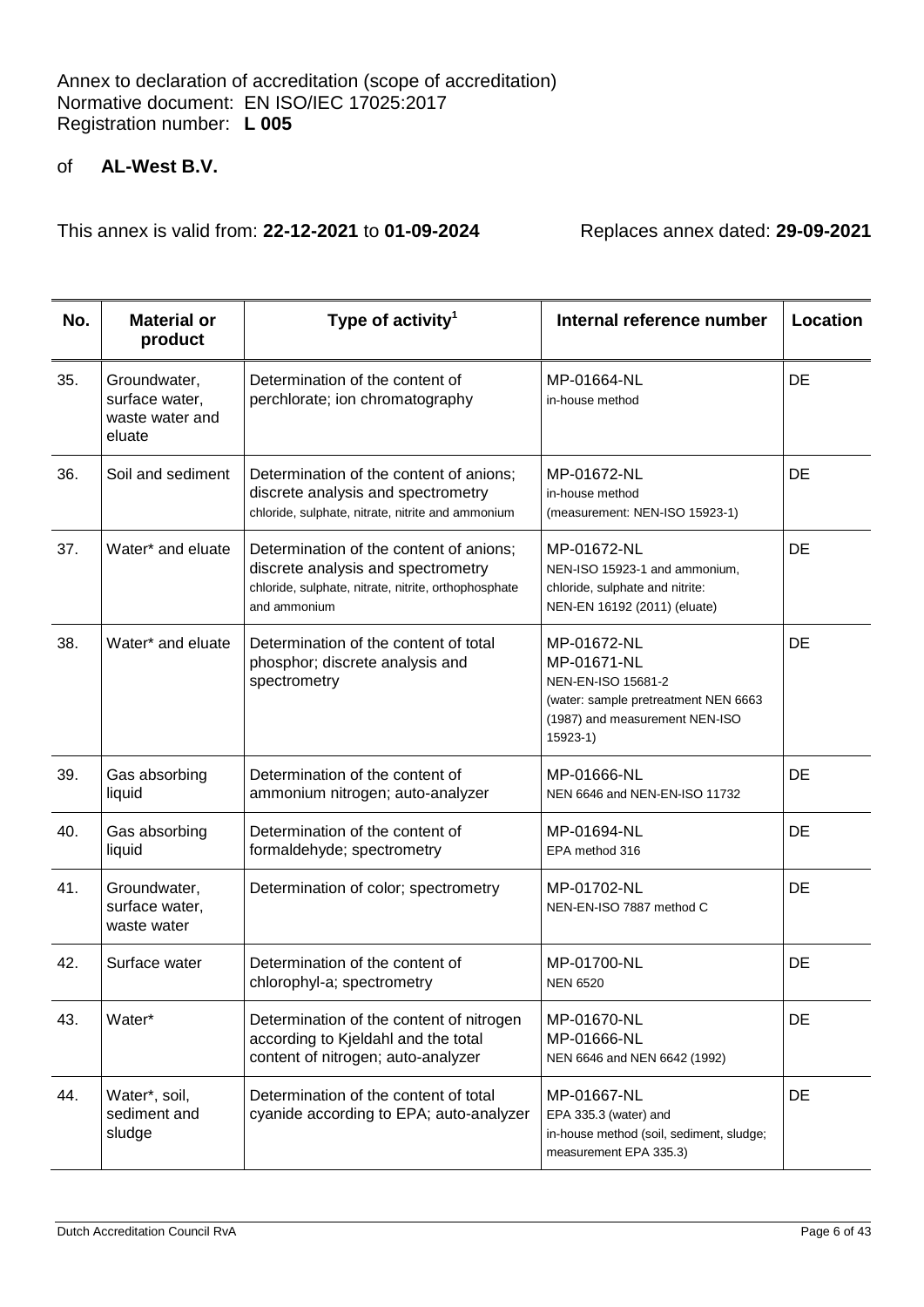Annex to declaration of accreditation (scope of accreditation)
Normative document: EN ISO/IEC 17025:2017
Registration number: **L 005**

of **AL-West B.V.**

This annex is valid from: **22-12-2021** to **01-09-2024** Replaces annex dated: **29-09-2021**

| No. | Material or product | Type of activity[1] | Internal reference number | Location |
|---|---|---|---|---|
| 35. | Groundwater, surface water, waste water and eluate | Determination of the content of perchlorate; ion chromatography | MP-01664-NL<br>in-house method | DE |
| 36. | Soil and sediment | Determination of the content of anions; discrete analysis and spectrometry<br>chloride, sulphate, nitrate, nitrite and ammonium | MP-01672-NL<br>in-house method<br>(measurement: NEN-ISO 15923-1) | DE |
| 37. | Water* and eluate | Determination of the content of anions; discrete analysis and spectrometry<br>chloride, sulphate, nitrate, nitrite, orthophosphate and ammonium | MP-01672-NL<br>NEN-ISO 15923-1 and ammonium, chloride, sulphate and nitrite: NEN-EN 16192 (2011) (eluate) | DE |
| 38. | Water* and eluate | Determination of the content of total phosphor; discrete analysis and spectrometry | MP-01672-NL<br>MP-01671-NL<br>NEN-EN-ISO 15681-2<br>(water: sample pretreatment NEN 6663 (1987) and measurement NEN-ISO 15923-1) | DE |
| 39. | Gas absorbing liquid | Determination of the content of ammonium nitrogen; auto-analyzer | MP-01666-NL<br>NEN 6646 and NEN-EN-ISO 11732 | DE |
| 40. | Gas absorbing liquid | Determination of the content of formaldehyde; spectrometry | MP-01694-NL<br>EPA method 316 | DE |
| 41. | Groundwater, surface water, waste water | Determination of color; spectrometry | MP-01702-NL<br>NEN-EN-ISO 7887 method C | DE |
| 42. | Surface water | Determination of the content of chlorophyl-a; spectrometry | MP-01700-NL<br>NEN 6520 | DE |
| 43. | Water* | Determination of the content of nitrogen according to Kjeldahl and the total content of nitrogen; auto-analyzer | MP-01670-NL<br>MP-01666-NL<br>NEN 6646 and NEN 6642 (1992) | DE |
| 44. | Water*, soil, sediment and sludge | Determination of the content of total cyanide according to EPA; auto-analyzer | MP-01667-NL<br>EPA 335.3 (water) and in-house method (soil, sediment, sludge; measurement EPA 335.3) | DE |

Dutch Accreditation Council RvA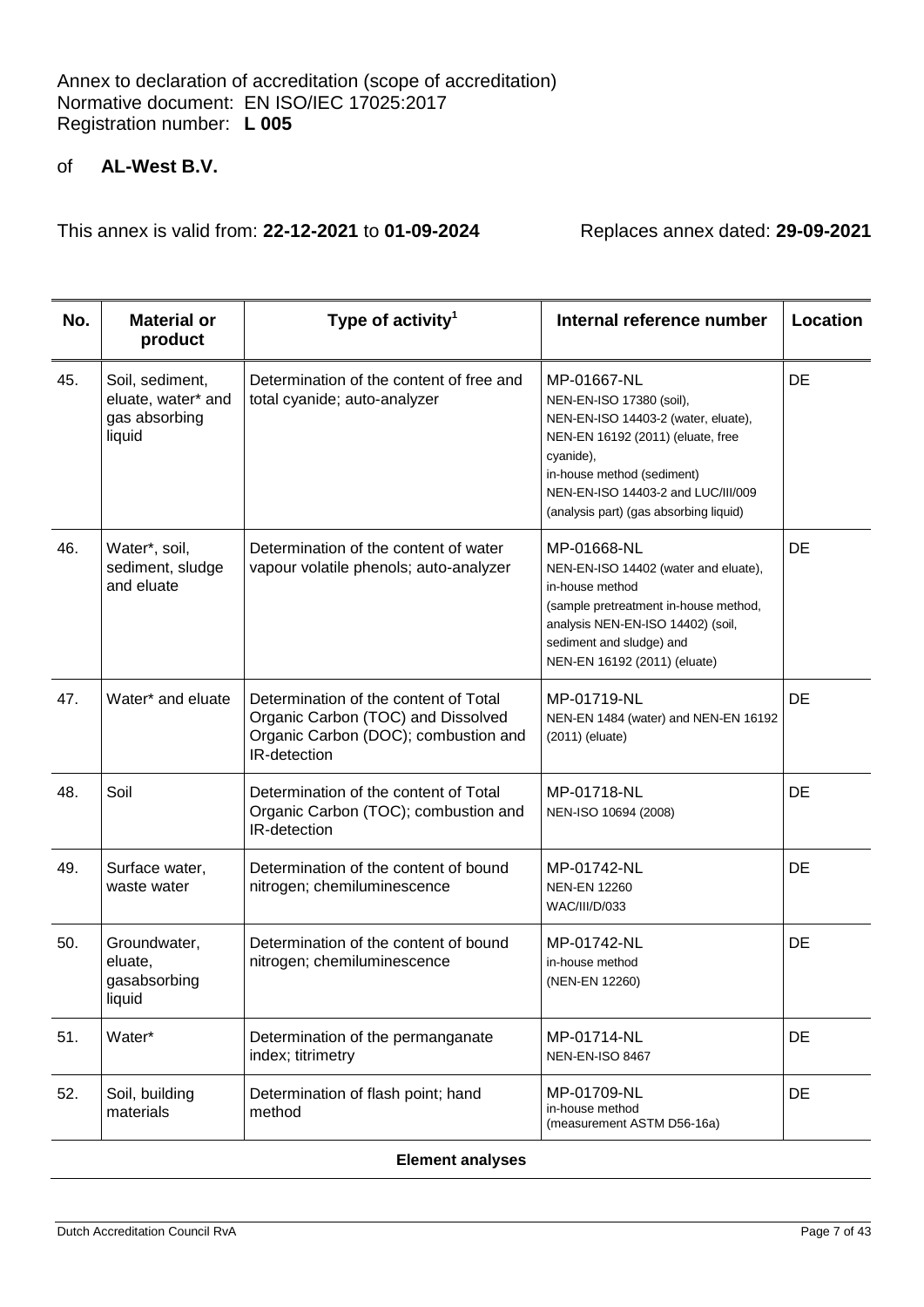Annex to declaration of accreditation (scope of accreditation)
Normative document: EN ISO/IEC 17025:2017
Registration number: **L 005**

of **AL-West B.V.**

This annex is valid from: **22-12-2021** to **01-09-2024** Replaces annex dated: **29-09-2021**

| No. | Material or product | Type of activity[1] | Internal reference number | Location |
|---|---|---|---|---|
| 45. | Soil, sediment, eluate, water* and gas absorbing liquid | Determination of the content of free and total cyanide; auto-analyzer | MP-01667-NL<br>NEN-EN-ISO 17380 (soil),<br>NEN-EN-ISO 14403-2 (water, eluate),<br>NEN-EN 16192 (2011) (eluate, free cyanide),<br>in-house method (sediment)<br>NEN-EN-ISO 14403-2 and LUC/III/009 (analysis part) (gas absorbing liquid) | DE |
| 46. | Water*, soil, sediment, sludge and eluate | Determination of the content of water vapour volatile phenols; auto-analyzer | MP-01668-NL<br>NEN-EN-ISO 14402 (water and eluate),<br>in-house method<br>(sample pretreatment in-house method, analysis NEN-EN-ISO 14402) (soil, sediment and sludge) and<br>NEN-EN 16192 (2011) (eluate) | DE |
| 47. | Water* and eluate | Determination of the content of Total Organic Carbon (TOC) and Dissolved Organic Carbon (DOC); combustion and IR-detection | MP-01719-NL<br>NEN-EN 1484 (water) and NEN-EN 16192 (2011) (eluate) | DE |
| 48. | Soil | Determination of the content of Total Organic Carbon (TOC); combustion and IR-detection | MP-01718-NL<br>NEN-ISO 10694 (2008) | DE |
| 49. | Surface water, waste water | Determination of the content of bound nitrogen; chemiluminescence | MP-01742-NL<br>NEN-EN 12260<br>WAC/III/D/033 | DE |
| 50. | Groundwater, eluate, gasabsorbing liquid | Determination of the content of bound nitrogen; chemiluminescence | MP-01742-NL<br>in-house method<br>(NEN-EN 12260) | DE |
| 51. | Water* | Determination of the permanganate index; titrimetry | MP-01714-NL<br>NEN-EN-ISO 8467 | DE |
| 52. | Soil, building materials | Determination of flash point; hand method | MP-01709-NL<br>in-house method<br>(measurement ASTM D56-16a) | DE |
| | | **Element analyses** | | |

Dutch Accreditation Council RvA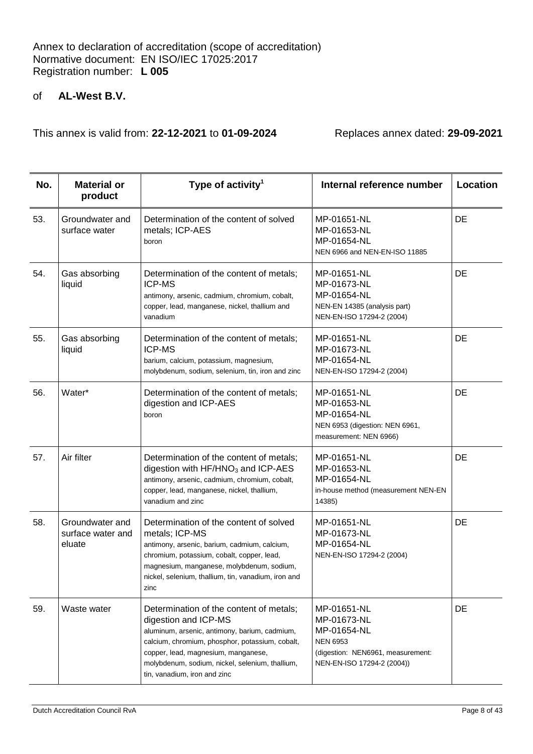Annex to declaration of accreditation (scope of accreditation)
Normative document: EN ISO/IEC 17025:2017
Registration number: **L 005**

of **AL-West B.V.**

This annex is valid from: **22-12-2021** to **01-09-2024** Replaces annex dated: **29-09-2021**

| No. | Material or product | Type of activity[1] | Internal reference number | Location |
|---|---|---|---|---|
| 53. | Groundwater and surface water | Determination of the content of solved metals; ICP-AES<br>boron | MP-01651-NL<br>MP-01653-NL<br>MP-01654-NL<br>NEN 6966 and NEN-EN-ISO 11885 | DE |
| 54. | Gas absorbing liquid | Determination of the content of metals; ICP-MS<br>antimony, arsenic, cadmium, chromium, cobalt, copper, lead, manganese, nickel, thallium and vanadium | MP-01651-NL<br>MP-01673-NL<br>MP-01654-NL<br>NEN-EN 14385 (analysis part)<br>NEN-EN-ISO 17294-2 (2004) | DE |
| 55. | Gas absorbing liquid | Determination of the content of metals; ICP-MS<br>barium, calcium, potassium, magnesium, molybdenum, sodium, selenium, tin, iron and zinc | MP-01651-NL<br>MP-01673-NL<br>MP-01654-NL<br>NEN-EN-ISO 17294-2 (2004) | DE |
| 56. | Water* | Determination of the content of metals; digestion and ICP-AES<br>boron | MP-01651-NL<br>MP-01653-NL<br>MP-01654-NL<br>NEN 6953 (digestion: NEN 6961, measurement: NEN 6966) | DE |
| 57. | Air filter | Determination of the content of metals; digestion with $HF/HNO_3$ and ICP-AES<br>antimony, arsenic, cadmium, chromium, cobalt, copper, lead, manganese, nickel, thallium, vanadium and zinc | MP-01651-NL<br>MP-01653-NL<br>MP-01654-NL<br>in-house method (measurement NEN-EN 14385) | DE |
| 58. | Groundwater and surface water and eluate | Determination of the content of solved metals; ICP-MS<br>antimony, arsenic, barium, cadmium, calcium, chromium, potassium, cobalt, copper, lead, magnesium, manganese, molybdenum, sodium, nickel, selenium, thallium, tin, vanadium, iron and zinc | MP-01651-NL<br>MP-01673-NL<br>MP-01654-NL<br>NEN-EN-ISO 17294-2 (2004) | DE |
| 59. | Waste water | Determination of the content of metals; digestion and ICP-MS<br>aluminum, arsenic, antimony, barium, cadmium, calcium, chromium, phosphor, potassium, cobalt, copper, lead, magnesium, manganese, molybdenum, sodium, nickel, selenium, thallium, tin, vanadium, iron and zinc | MP-01651-NL<br>MP-01673-NL<br>MP-01654-NL<br>NEN 6953<br>(digestion: NEN6961, measurement: NEN-EN-ISO 17294-2 (2004)) | DE |

Dutch Accreditation Council RvA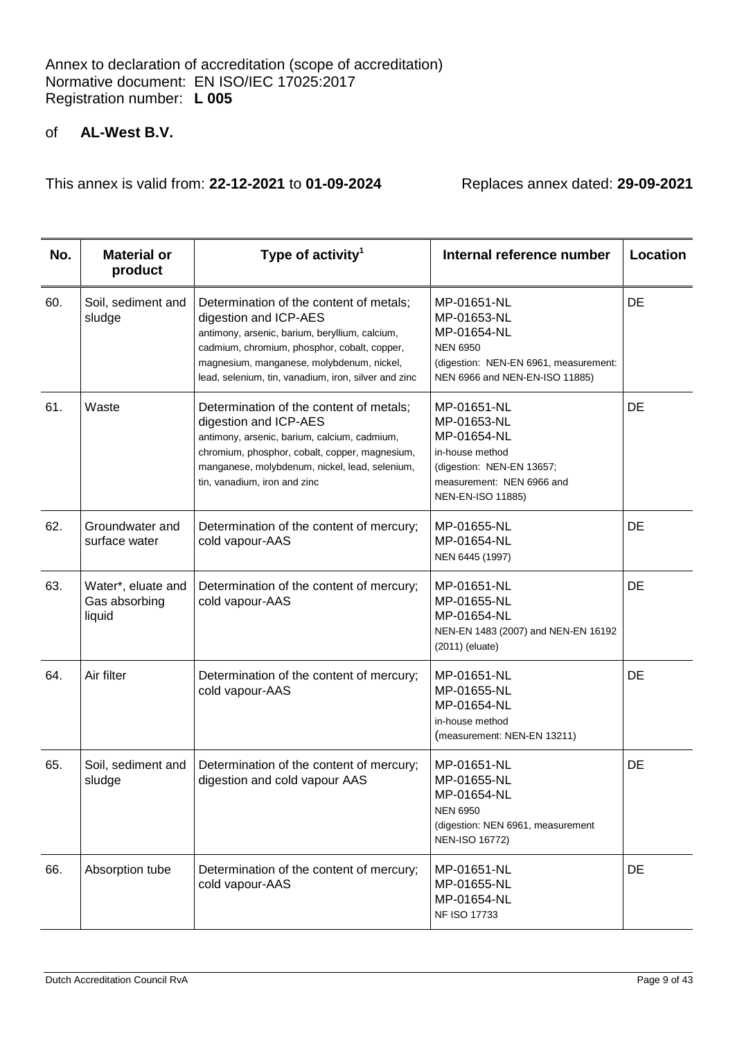Annex to declaration of accreditation (scope of accreditation)
Normative document: EN ISO/IEC 17025:2017
Registration number: **L 005**

of **AL-West B.V.**

This annex is valid from: **22-12-2021** to **01-09-2024** Replaces annex dated: **29-09-2021**

| No. | Material or product | Type of activity[1] | Internal reference number | Location |
|---|---|---|---|---|
| 60. | Soil, sediment and sludge | Determination of the content of metals; digestion and ICP-AES<br>antimony, arsenic, barium, beryllium, calcium, cadmium, chromium, phosphor, cobalt, copper, magnesium, manganese, molybdenum, nickel, lead, selenium, tin, vanadium, iron, silver and zinc | MP-01651-NL<br>MP-01653-NL<br>MP-01654-NL<br>NEN 6950<br>(digestion: NEN-EN 6961, measurement: NEN 6966 and NEN-EN-ISO 11885) | DE |
| 61. | Waste | Determination of the content of metals; digestion and ICP-AES<br>antimony, arsenic, barium, calcium, cadmium, chromium, phosphor, cobalt, copper, magnesium, manganese, molybdenum, nickel, lead, selenium, tin, vanadium, iron and zinc | MP-01651-NL<br>MP-01653-NL<br>MP-01654-NL<br>in-house method<br>(digestion: NEN-EN 13657; measurement: NEN 6966 and NEN-EN-ISO 11885) | DE |
| 62. | Groundwater and surface water | Determination of the content of mercury; cold vapour-AAS | MP-01655-NL<br>MP-01654-NL<br>NEN 6445 (1997) | DE |
| 63. | Water*, eluate and Gas absorbing liquid | Determination of the content of mercury; cold vapour-AAS | MP-01651-NL<br>MP-01655-NL<br>MP-01654-NL<br>NEN-EN 1483 (2007) and NEN-EN 16192 (2011) (eluate) | DE |
| 64. | Air filter | Determination of the content of mercury; cold vapour-AAS | MP-01651-NL<br>MP-01655-NL<br>MP-01654-NL<br>in-house method<br>(measurement: NEN-EN 13211) | DE |
| 65. | Soil, sediment and sludge | Determination of the content of mercury; digestion and cold vapour AAS | MP-01651-NL<br>MP-01655-NL<br>MP-01654-NL<br>NEN 6950<br>(digestion: NEN 6961, measurement NEN-ISO 16772) | DE |
| 66. | Absorption tube | Determination of the content of mercury; cold vapour-AAS | MP-01651-NL<br>MP-01655-NL<br>MP-01654-NL<br>NF ISO 17733 | DE |

Dutch Accreditation Council RvA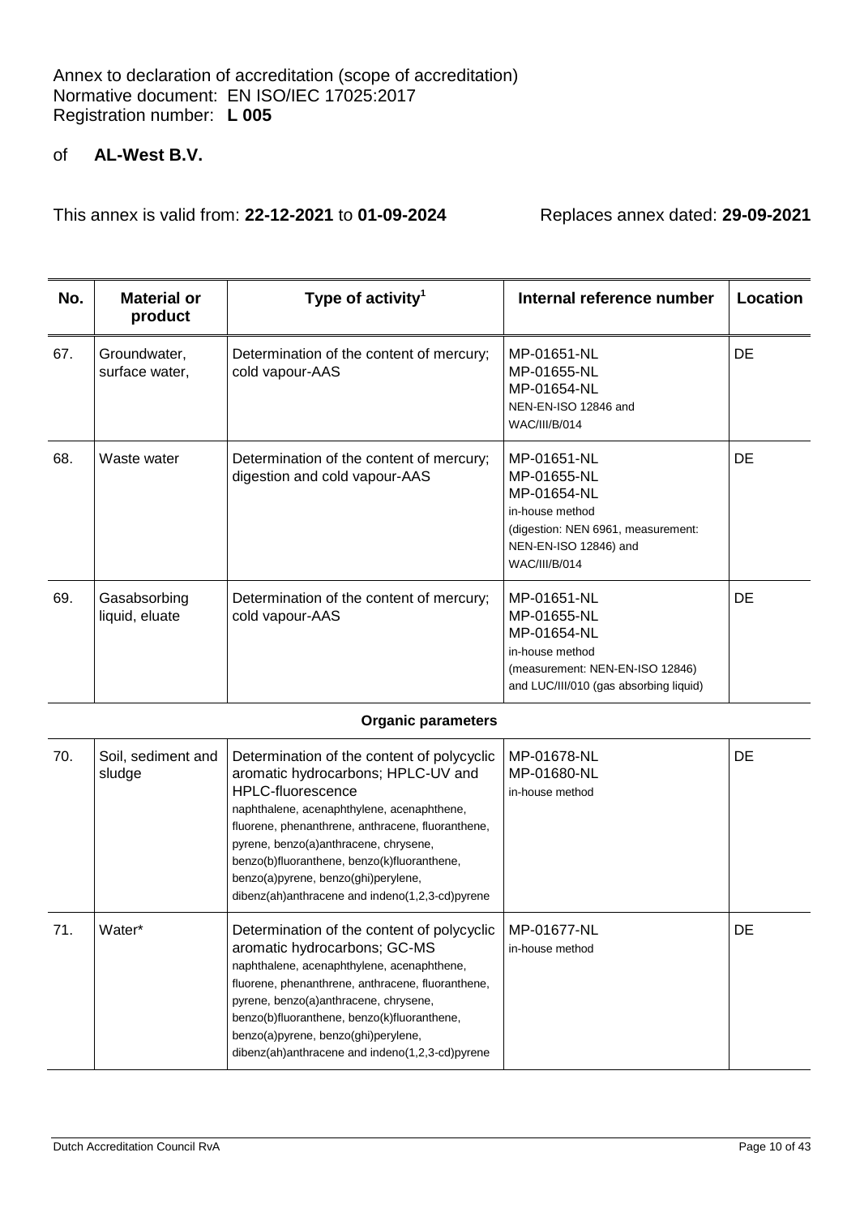Annex to declaration of accreditation (scope of accreditation)
Normative document: EN ISO/IEC 17025:2017
Registration number: **L 005**

of **AL-West B.V.**

This annex is valid from: **22-12-2021** to **01-09-2024** Replaces annex dated: **29-09-2021**

| No. | Material or product | Type of activity[1] | Internal reference number | Location |
|---|---|---|---|---|
| 67. | Groundwater, surface water, | Determination of the content of mercury; cold vapour-AAS | MP-01651-NL<br>MP-01655-NL<br>MP-01654-NL<br>NEN-EN-ISO 12846 and WAC/III/B/014 | DE |
| 68. | Waste water | Determination of the content of mercury; digestion and cold vapour-AAS | MP-01651-NL<br>MP-01655-NL<br>MP-01654-NL<br>in-house method (digestion: NEN 6961, measurement: NEN-EN-ISO 12846) and WAC/III/B/014 | DE |
| 69. | Gasabsorbing liquid, eluate | Determination of the content of mercury; cold vapour-AAS | MP-01651-NL<br>MP-01655-NL<br>MP-01654-NL<br>in-house method (measurement: NEN-EN-ISO 12846) and LUC/III/010 (gas absorbing liquid) | DE |
| | | **Organic parameters** | | |
| 70. | Soil, sediment and sludge | Determination of the content of polycyclic aromatic hydrocarbons; HPLC-UV and HPLC-fluorescence<br>naphthalene, acenaphthylene, acenaphthene, fluorene, phenanthrene, anthracene, fluoranthene, pyrene, benzo(a)anthracene, chrysene, benzo(b)fluoranthene, benzo(k)fluoranthene, benzo(a)pyrene, benzo(ghi)perylene, dibenz(ah)anthracene and indeno(1,2,3-cd)pyrene | MP-01678-NL<br>MP-01680-NL<br>in-house method | DE |
| 71. | Water* | Determination of the content of polycyclic aromatic hydrocarbons; GC-MS<br>naphthalene, acenaphthylene, acenaphthene, fluorene, phenanthrene, anthracene, fluoranthene, pyrene, benzo(a)anthracene, chrysene, benzo(b)fluoranthene, benzo(k)fluoranthene, benzo(a)pyrene, benzo(ghi)perylene, dibenz(ah)anthracene and indeno(1,2,3-cd)pyrene | MP-01677-NL<br>in-house method | DE |

Dutch Accreditation Council RvA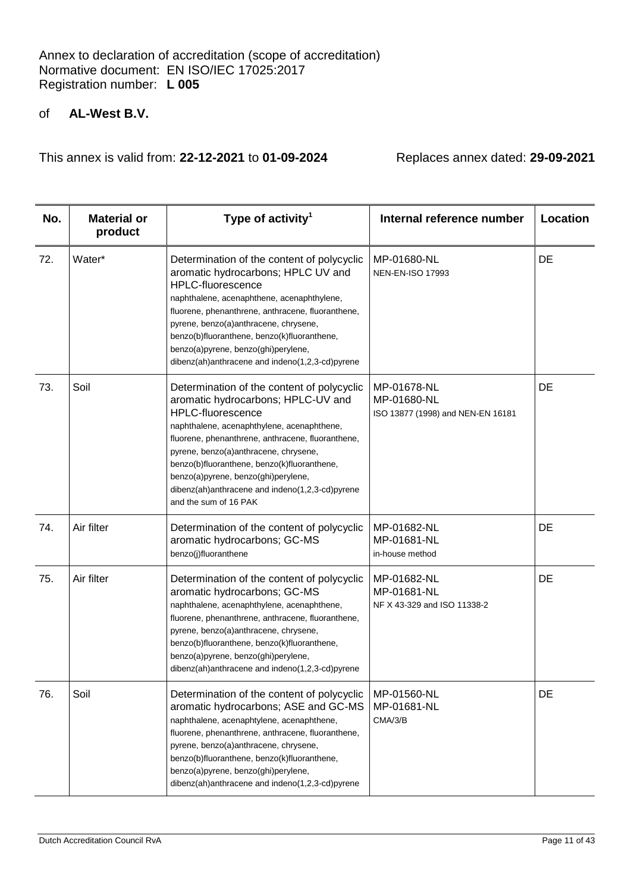Annex to declaration of accreditation (scope of accreditation)
Normative document: EN ISO/IEC 17025:2017
Registration number: **L 005**

of **AL-West B.V.**

This annex is valid from: **22-12-2021** to **01-09-2024** Replaces annex dated: **29-09-2021**

| No. | Material or product | Type of activity[1] | Internal reference number | Location |
|---|---|---|---|---|
| 72. | Water* | Determination of the content of polycyclic aromatic hydrocarbons; HPLC UV and HPLC-fluorescence<br>naphthalene, acenaphthene, acenaphthylene, fluorene, phenanthrene, anthracene, fluoranthene, pyrene, benzo(a)anthracene, chrysene, benzo(b)fluoranthene, benzo(k)fluoranthene, benzo(a)pyrene, benzo(ghi)perylene, dibenz(ah)anthracene and indeno(1,2,3-cd)pyrene | MP-01680-NL<br>NEN-EN-ISO 17993 | DE |
| 73. | Soil | Determination of the content of polycyclic aromatic hydrocarbons; HPLC-UV and HPLC-fluorescence<br>naphthalene, acenaphthylene, acenaphthene, fluorene, phenanthrene, anthracene, fluoranthene, pyrene, benzo(a)anthracene, chrysene, benzo(b)fluoranthene, benzo(k)fluoranthene, benzo(a)pyrene, benzo(ghi)perylene, dibenz(ah)anthracene and indeno(1,2,3-cd)pyrene and the sum of 16 PAK | MP-01678-NL<br>MP-01680-NL<br>ISO 13877 (1998) and NEN-EN 16181 | DE |
| 74. | Air filter | Determination of the content of polycyclic aromatic hydrocarbons; GC-MS<br>benzo(j)fluoranthene | MP-01682-NL<br>MP-01681-NL<br>in-house method | DE |
| 75. | Air filter | Determination of the content of polycyclic aromatic hydrocarbons; GC-MS<br>naphthalene, acenaphthylene, acenaphthene, fluorene, phenanthrene, anthracene, fluoranthene, pyrene, benzo(a)anthracene, chrysene, benzo(b)fluoranthene, benzo(k)fluoranthene, benzo(a)pyrene, benzo(ghi)perylene, dibenz(ah)anthracene and indeno(1,2,3-cd)pyrene | MP-01682-NL<br>MP-01681-NL<br>NF X 43-329 and ISO 11338-2 | DE |
| 76. | Soil | Determination of the content of polycyclic aromatic hydrocarbons; ASE and GC-MS<br>naphthalene, acenaphtylene, acenaphthene, fluorene, phenanthrene, anthracene, fluoranthene, pyrene, benzo(a)anthracene, chrysene, benzo(b)fluoranthene, benzo(k)fluoranthene, benzo(a)pyrene, benzo(ghi)perylene, dibenz(ah)anthracene and indeno(1,2,3-cd)pyrene | MP-01560-NL<br>MP-01681-NL<br>CMA/3/B | DE |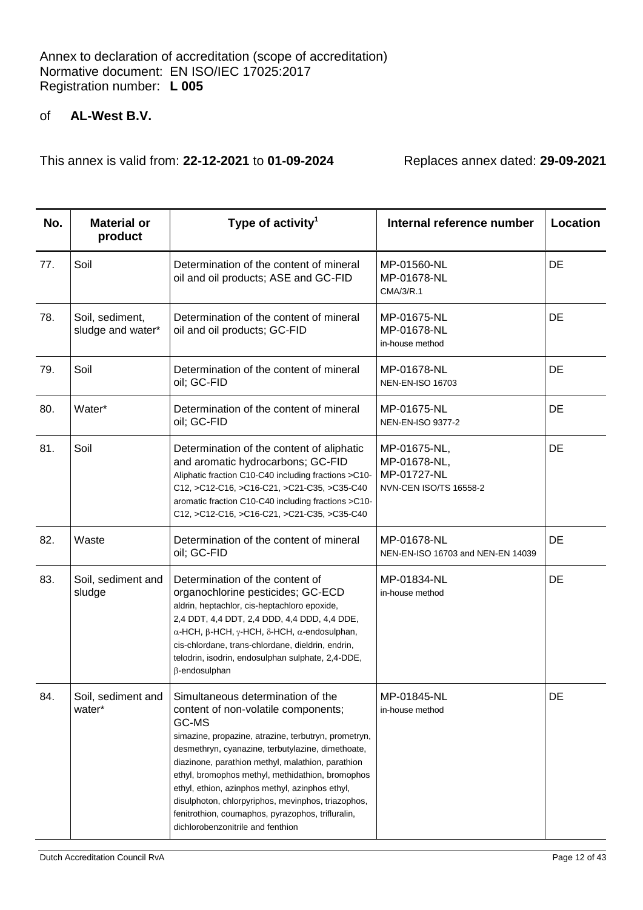Annex to declaration of accreditation (scope of accreditation)
Normative document: EN ISO/IEC 17025:2017
Registration number: **L 005**

of **AL-West B.V.**

This annex is valid from: **22-12-2021** to **01-09-2024** Replaces annex dated: **29-09-2021**

| No. | Material or product | Type of activity[1] | Internal reference number | Location |
|---|---|---|---|---|
| 77. | Soil | Determination of the content of mineral oil and oil products; ASE and GC-FID | MP-01560-NL<br>MP-01678-NL<br>CMA/3/R.1 | DE |
| 78. | Soil, sediment, sludge and water* | Determination of the content of mineral oil and oil products; GC-FID | MP-01675-NL<br>MP-01678-NL<br>in-house method | DE |
| 79. | Soil | Determination of the content of mineral oil; GC-FID | MP-01678-NL<br>NEN-EN-ISO 16703 | DE |
| 80. | Water* | Determination of the content of mineral oil; GC-FID | MP-01675-NL<br>NEN-EN-ISO 9377-2 | DE |
| 81. | Soil | Determination of the content of aliphatic and aromatic hydrocarbons; GC-FID<br>Aliphatic fraction C10-C40 including fractions >C10-C12, >C12-C16, >C16-C21, >C21-C35, >C35-C40<br>aromatic fraction C10-C40 including fractions >C10-C12, >C12-C16, >C16-C21, >C21-C35, >C35-C40 | MP-01675-NL,<br>MP-01678-NL,<br>MP-01727-NL<br>NVN-CEN ISO/TS 16558-2 | DE |
| 82. | Waste | Determination of the content of mineral oil; GC-FID | MP-01678-NL<br>NEN-EN-ISO 16703 and NEN-EN 14039 | DE |
| 83. | Soil, sediment and sludge | Determination of the content of organochlorine pesticides; GC-ECD<br>aldrin, heptachlor, cis-heptachloro epoxide, 2,4 DDT, 4,4 DDT, 2,4 DDD, 4,4 DDD, 4,4 DDE, α-HCH, β-HCH, γ-HCH, δ-HCH, α-endosulphan, cis-chlordane, trans-chlordane, dieldrin, endrin, telodrin, isodrin, endosulphan sulphate, 2,4-DDE, β-endosulphan | MP-01834-NL<br>in-house method | DE |
| 84. | Soil, sediment and water* | Simultaneous determination of the content of non-volatile components; GC-MS<br>simazine, propazine, atrazine, terbutryn, prometryn, desmethryn, cyanazine, terbutylazine, dimethoate, diazinone, parathion methyl, malathion, parathion ethyl, bromophos methyl, methidathion, bromophos ethyl, ethion, azinphos methyl, azinphos ethyl, disulphoton, chlorpyriphos, mevinphos, triazophos, fenitrothion, coumaphos, pyrazophos, trifluralin, dichlorobenzonitrile and fenthion | MP-01845-NL<br>in-house method | DE |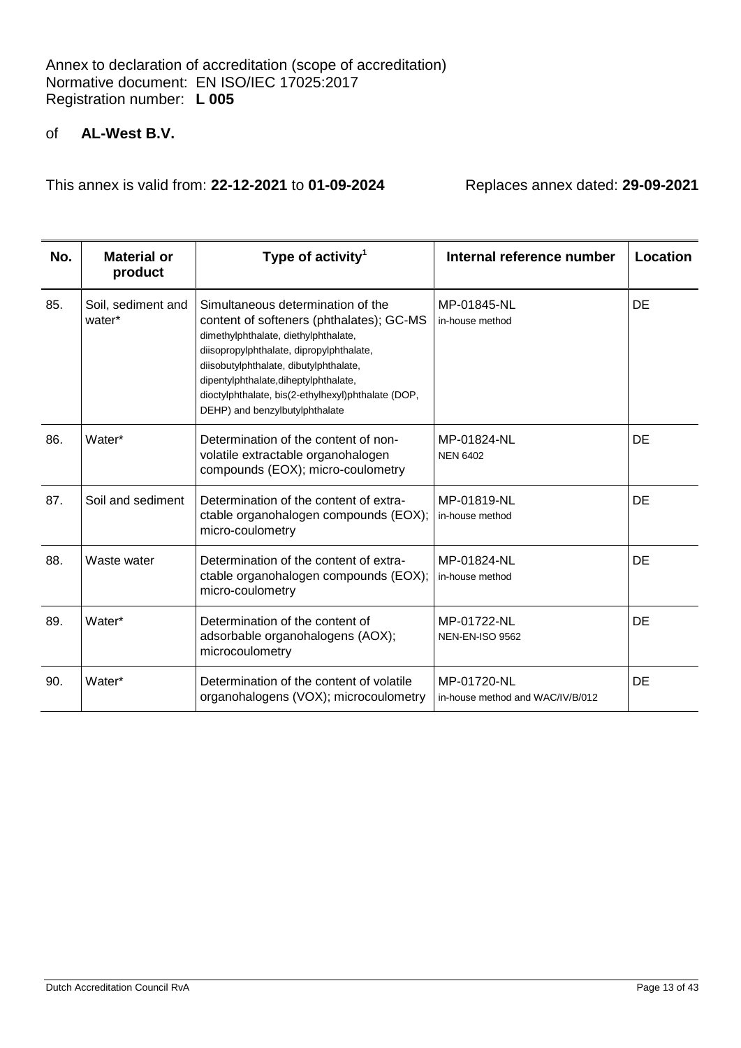Annex to declaration of accreditation (scope of accreditation)
Normative document: EN ISO/IEC 17025:2017
Registration number: **L 005**

of **AL-West B.V.**

This annex is valid from: **22-12-2021** to **01-09-2024** Replaces annex dated: **29-09-2021**

| No. | Material or product | Type of activity[1] | Internal reference number | Location |
|---|---|---|---|---|
| 85. | Soil, sediment and water* | Simultaneous determination of the content of softeners (phthalates); GC-MS dimethylphthalate, diethylphthalate, diisopropylphthalate, dipropylphthalate, diisobutylphthalate, dibutylphthalate, dipentylphthalate,diheptylphthalate, dioctylphthalate, bis(2-ethylhexyl)phthalate (DOP, DEHP) and benzylbutylphthalate | MP-01845-NL in-house method | DE |
| 86. | Water* | Determination of the content of non-volatile extractable organohalogen compounds (EOX); micro-coulometry | MP-01824-NL NEN 6402 | DE |
| 87. | Soil and sediment | Determination of the content of extra-ctable organohalogen compounds (EOX); micro-coulometry | MP-01819-NL in-house method | DE |
| 88. | Waste water | Determination of the content of extra-ctable organohalogen compounds (EOX); micro-coulometry | MP-01824-NL in-house method | DE |
| 89. | Water* | Determination of the content of adsorbable organohalogens (AOX); microcoulometry | MP-01722-NL NEN-EN-ISO 9562 | DE |
| 90. | Water* | Determination of the content of volatile organohalogens (VOX); microcoulometry | MP-01720-NL in-house method and WAC/IV/B/012 | DE |

Dutch Accreditation Council RvA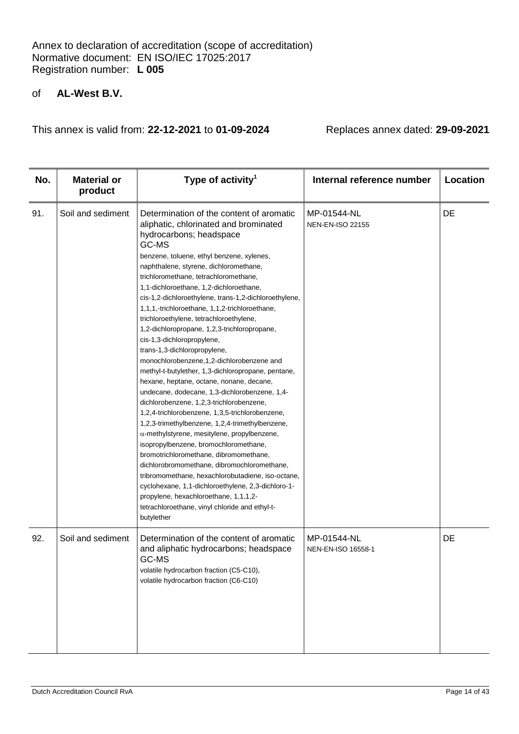Annex to declaration of accreditation (scope of accreditation)
Normative document: EN ISO/IEC 17025:2017
Registration number: **L 005**

of **AL-West B.V.**

This annex is valid from: **22-12-2021** to **01-09-2024** Replaces annex dated: **29-09-2021**

| No. | Material or product | Type of activity[1] | Internal reference number | Location |
|---|---|---|---|---|
| 91. | Soil and sediment | Determination of the content of aromatic aliphatic, chlorinated and brominated hydrocarbons; headspace<br>GC-MS<br>benzene, toluene, ethyl benzene, xylenes, naphthalene, styrene, dichloromethane, trichloromethane, tetrachloromethane, 1,1-dichloroethane, 1,2-dichloroethane, cis-1,2-dichloroethylene, trans-1,2-dichloroethylene, 1,1,1,-trichloroethane, 1,1,2-trichloroethane, trichloroethylene, tetrachloroethylene, 1,2-dichloropropane, 1,2,3-trichloropropane, cis-1,3-dichloropropylene, trans-1,3-dichloropropylene, monochlorobenzene,1,2-dichlorobenzene and methyl-t-butylether, 1,3-dichloropropane, pentane, hexane, heptane, octane, nonane, decane, undecane, dodecane, 1,3-dichlorobenzene, 1,4-dichlorobenzene, 1,2,3-trichlorobenzene, 1,2,4-trichlorobenzene, 1,3,5-trichlorobenzene, 1,2,3-trimethylbenzene, 1,2,4-trimethylbenzene, $\alpha$-methylstyrene, mesitylene, propylbenzene, isopropylbenzene, bromochloromethane, bromotrichloromethane, dibromomethane, dichlorobromomethane, dibromochloromethane, tribromomethane, hexachlorobutadiene, iso-octane, cyclohexane, 1,1-dichloroethylene, 2,3-dichloro-1-propylene, hexachloroethane, 1,1,1,2-tetrachloroethane, vinyl chloride and ethyl-t-butylether | MP-01544-NL<br>NEN-EN-ISO 22155 | DE |
| 92. | Soil and sediment | Determination of the content of aromatic and aliphatic hydrocarbons; headspace<br>GC-MS<br>volatile hydrocarbon fraction (C5-C10), volatile hydrocarbon fraction (C6-C10) | MP-01544-NL<br>NEN-EN-ISO 16558-1 | DE |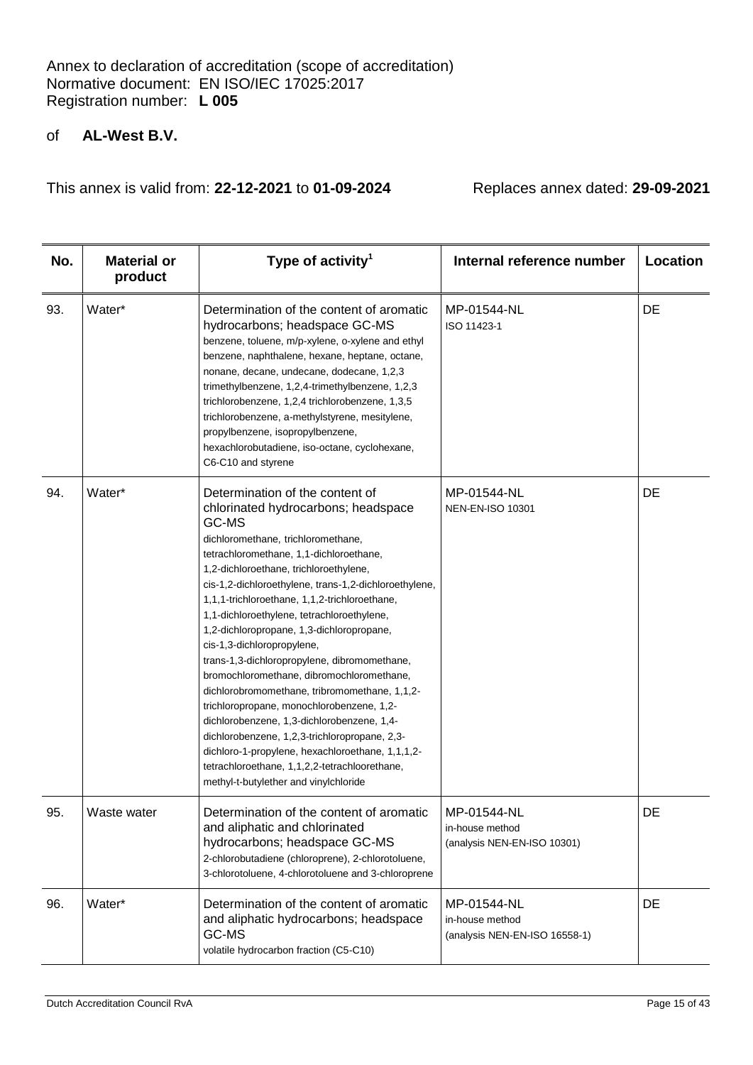Annex to declaration of accreditation (scope of accreditation)
Normative document: EN ISO/IEC 17025:2017
Registration number: **L 005**

of **AL-West B.V.**

This annex is valid from: **22-12-2021** to **01-09-2024** Replaces annex dated: **29-09-2021**

| No. | Material or product | Type of activity[1] | Internal reference number | Location |
|---|---|---|---|---|
| 93. | Water* | Determination of the content of aromatic hydrocarbons; headspace GC-MS<br>benzene, toluene, m/p-xylene, o-xylene and ethyl benzene, naphthalene, hexane, heptane, octane, nonane, decane, undecane, dodecane, 1,2,3 trimethylbenzene, 1,2,4-trimethylbenzene, 1,2,3 trichlorobenzene, 1,2,4 trichlorobenzene, 1,3,5 trichlorobenzene, a-methylstyrene, mesitylene, propylbenzene, isopropylbenzene, hexachlorobutadiene, iso-octane, cyclohexane, C6-C10 and styrene | MP-01544-NL<br>ISO 11423-1 | DE |
| 94. | Water* | Determination of the content of chlorinated hydrocarbons; headspace GC-MS<br>dichloromethane, trichloromethane, tetrachloromethane, 1,1-dichloroethane, 1,2-dichloroethane, trichloroethylene, cis-1,2-dichloroethylene, trans-1,2-dichloroethylene, 1,1,1-trichloroethane, 1,1,2-trichloroethane, 1,1-dichloroethylene, tetrachloroethylene, 1,2-dichloropropane, 1,3-dichloropropane, cis-1,3-dichloropropylene, trans-1,3-dichloropropylene, dibromomethane, bromochloromethane, dibromochloromethane, dichlorobromomethane, tribromomethane, 1,1,2-trichloropropane, monochlorobenzene, 1,2-dichlorobenzene, 1,3-dichlorobenzene, 1,4-dichlorobenzene, 1,2,3-trichloropropane, 2,3-dichloro-1-propylene, hexachloroethane, 1,1,1,2-tetrachloroethane, 1,1,2,2-tetrachloorethane, methyl-t-butylether and vinylchloride | MP-01544-NL<br>NEN-EN-ISO 10301 | DE |
| 95. | Waste water | Determination of the content of aromatic and aliphatic and chlorinated hydrocarbons; headspace GC-MS<br>2-chlorobutadiene (chloroprene), 2-chlorotoluene, 3-chlorotoluene, 4-chlorotoluene and 3-chloroprene | MP-01544-NL<br>in-house method<br>(analysis NEN-EN-ISO 10301) | DE |
| 96. | Water* | Determination of the content of aromatic and aliphatic hydrocarbons; headspace GC-MS<br>volatile hydrocarbon fraction (C5-C10) | MP-01544-NL<br>in-house method<br>(analysis NEN-EN-ISO 16558-1) | DE |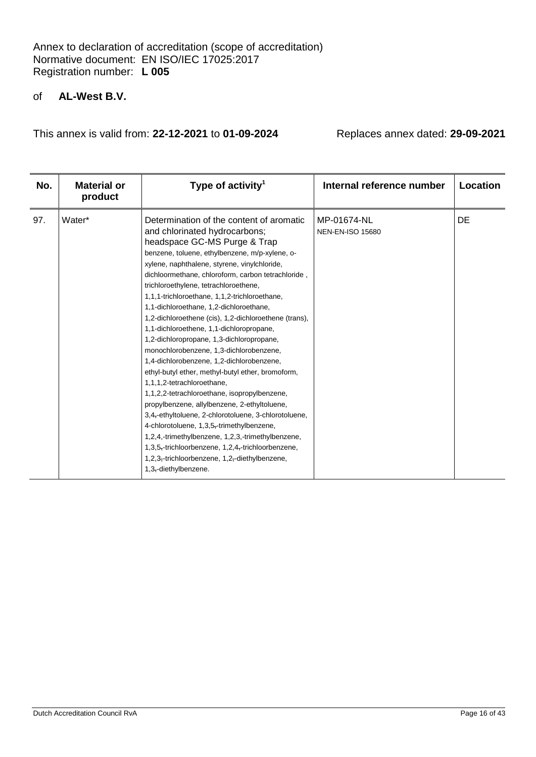Annex to declaration of accreditation (scope of accreditation)
Normative document: EN ISO/IEC 17025:2017
Registration number: **L 005**

of **AL-West B.V.**

This annex is valid from: **22-12-2021** to **01-09-2024** Replaces annex dated: **29-09-2021**

| No. | Material or product | Type of activity[1] | Internal reference number | Location |
|---|---|---|---|---|
| 97. | Water* | Determination of the content of aromatic and chlorinated hydrocarbons; headspace GC-MS Purge & Trap benzene, toluene, ethylbenzene, m/p-xylene, o-xylene, naphthalene, styrene, vinylchloride, dichloormethane, chloroform, carbon tetrachloride , trichloroethylene, tetrachloroethene, 1,1,1-trichloroethane, 1,1,2-trichloroethane, 1,1-dichloroethane, 1,2-dichloroethane, 1,2-dichloroethene (cis), 1,2-dichloroethene (trans), 1,1-dichloroethene, 1,1-dichloropropane, 1,2-dichloropropane, 1,3-dichloropropane, monochlorobenzene, 1,3-dichlorobenzene, 1,4-dichlorobenzene, 1,2-dichlorobenzene, ethyl-butyl ether, methyl-butyl ether, bromoform, 1,1,1,2-tetrachloroethane, 1,1,2,2-tetrachloroethane, isopropylbenzene, propylbenzene, allylbenzene, 2-ethyltoluene, 3,4,-ethyltoluene, 2-chlorotoluene, 3-chlorotoluene, 4-chlorotoluene, 1,3,5,-trimethylbenzene, 1,2,4,-trimethylbenzene, 1,2,3,-trimethylbenzene, 1,3,5,-trichloorbenzene, 1,2,4,-trichloorbenzene, 1,2,3,-trichloorbenzene, 1,2,-diethylbenzene, 1,3,-diethylbenzene. | MP-01674-NL<br>NEN-EN-ISO 15680 | DE |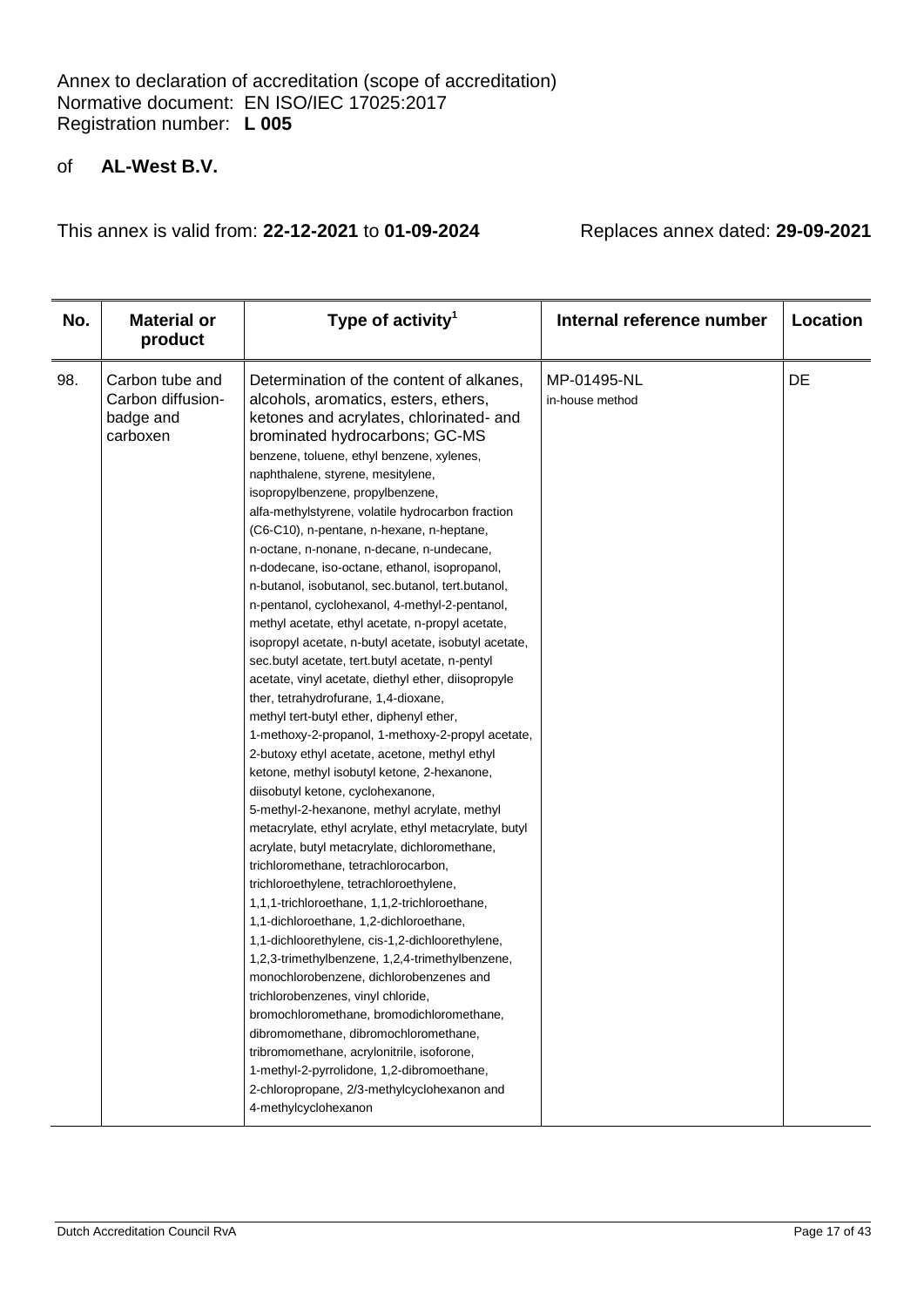Annex to declaration of accreditation (scope of accreditation)
Normative document: EN ISO/IEC 17025:2017
Registration number: **L 005**

of **AL-West B.V.**

This annex is valid from: **22-12-2021** to **01-09-2024** Replaces annex dated: **29-09-2021**

| No. | Material or product | Type of activity[1] | Internal reference number | Location |
|---|---|---|---|---|
| 98. | Carbon tube and Carbon diffusion-badge and carboxen | Determination of the content of alkanes, alcohols, aromatics, esters, ethers, ketones and acrylates, chlorinated- and brominated hydrocarbons; GC-MS<br>benzene, toluene, ethyl benzene, xylenes, naphthalene, styrene, mesitylene, isopropylbenzene, propylbenzene, alfa-methylstyrene, volatile hydrocarbon fraction (C6-C10), n-pentane, n-hexane, n-heptane, n-octane, n-nonane, n-decane, n-undecane, n-dodecane, iso-octane, ethanol, isopropanol, n-butanol, isobutanol, sec.butanol, tert.butanol, n-pentanol, cyclohexanol, 4-methyl-2-pentanol, methyl acetate, ethyl acetate, n-propyl acetate, isopropyl acetate, n-butyl acetate, isobutyl acetate, sec.butyl acetate, tert.butyl acetate, n-pentyl acetate, vinyl acetate, diethyl ether, diisopropyle ther, tetrahydrofurane, 1,4-dioxane, methyl tert-butyl ether, diphenyl ether, 1-methoxy-2-propanol, 1-methoxy-2-propyl acetate, 2-butoxy ethyl acetate, acetone, methyl ethyl ketone, methyl isobutyl ketone, 2-hexanone, diisobutyl ketone, cyclohexanone, 5-methyl-2-hexanone, methyl acrylate, methyl metacrylate, ethyl acrylate, ethyl metacrylate, butyl acrylate, butyl metacrylate, dichloromethane, trichloromethane, tetrachlorocarbon, trichloroethylene, tetrachloroethylene, 1,1,1-trichloroethane, 1,1,2-trichloroethane, 1,1-dichloroethane, 1,2-dichloroethane, 1,1-dichloorethylene, cis-1,2-dichloorethylene, 1,2,3-trimethylbenzene, 1,2,4-trimethylbenzene, monochlorobenzene, dichlorobenzenes and trichlorobenzenes, vinyl chloride, bromochloromethane, bromodichloromethane, dibromomethane, dibromochloromethane, tribromomethane, acrylonitrile, isoforone, 1-methyl-2-pyrrolidone, 1,2-dibromoethane, 2-chloropropane, 2/3-methylcyclohexanon and 4-methylcyclohexanon | MP-01495-NL<br>in-house method | DE |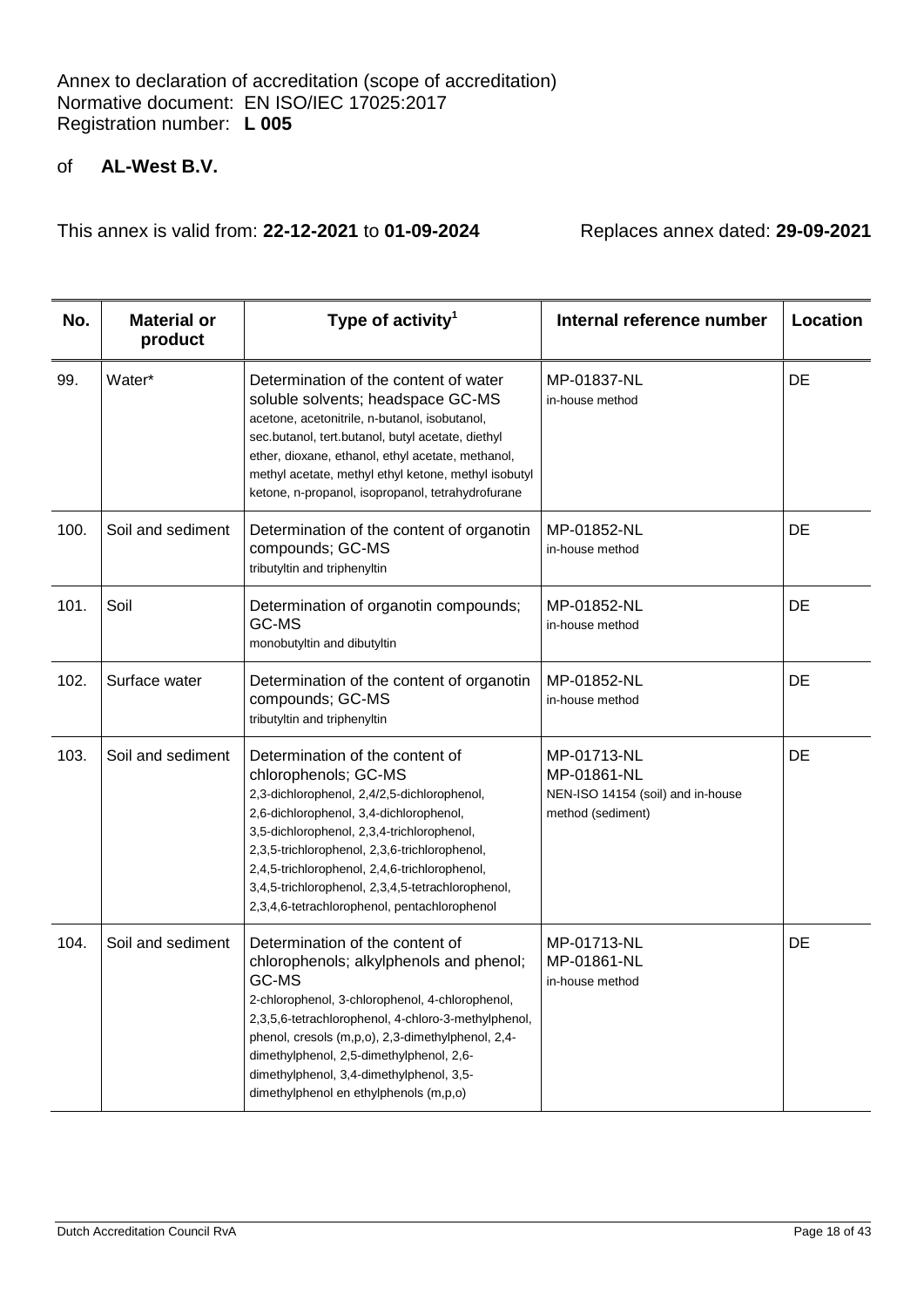Annex to declaration of accreditation (scope of accreditation)
Normative document: EN ISO/IEC 17025:2017
Registration number: **L 005**

of **AL-West B.V.**

This annex is valid from: **22-12-2021** to **01-09-2024** Replaces annex dated: **29-09-2021**

| No. | Material or product | Type of activity[1] | Internal reference number | Location |
|---|---|---|---|---|
| 99. | Water* | Determination of the content of water soluble solvents; headspace GC-MS<br>acetone, acetonitrile, n-butanol, isobutanol, sec.butanol, tert.butanol, butyl acetate, diethyl ether, dioxane, ethanol, ethyl acetate, methanol, methyl acetate, methyl ethyl ketone, methyl isobutyl ketone, n-propanol, isopropanol, tetrahydrofurane | MP-01837-NL<br>in-house method | DE |
| 100. | Soil and sediment | Determination of the content of organotin compounds; GC-MS<br>tributyltin and triphenyltin | MP-01852-NL<br>in-house method | DE |
| 101. | Soil | Determination of organotin compounds; GC-MS<br>monobutyltin and dibutyltin | MP-01852-NL<br>in-house method | DE |
| 102. | Surface water | Determination of the content of organotin compounds; GC-MS<br>tributyltin and triphenyltin | MP-01852-NL<br>in-house method | DE |
| 103. | Soil and sediment | Determination of the content of chlorophenols; GC-MS<br>2,3-dichlorophenol, 2,4/2,5-dichlorophenol, 2,6-dichlorophenol, 3,4-dichlorophenol, 3,5-dichlorophenol, 2,3,4-trichlorophenol, 2,3,5-trichlorophenol, 2,3,6-trichlorophenol, 2,4,5-trichlorophenol, 2,4,6-trichlorophenol, 3,4,5-trichlorophenol, 2,3,4,5-tetrachlorophenol, 2,3,4,6-tetrachlorophenol, pentachlorophenol | MP-01713-NL<br>MP-01861-NL<br>NEN-ISO 14154 (soil) and in-house method (sediment) | DE |
| 104. | Soil and sediment | Determination of the content of chlorophenols; alkylphenols and phenol; GC-MS<br>2-chlorophenol, 3-chlorophenol, 4-chlorophenol, 2,3,5,6-tetrachlorophenol, 4-chloro-3-methylphenol, phenol, cresols (m,p,o), 2,3-dimethylphenol, 2,4-dimethylphenol, 2,5-dimethylphenol, 2,6-dimethylphenol, 3,4-dimethylphenol, 3,5-dimethylphenol en ethylphenols (m,p,o) | MP-01713-NL<br>MP-01861-NL<br>in-house method | DE |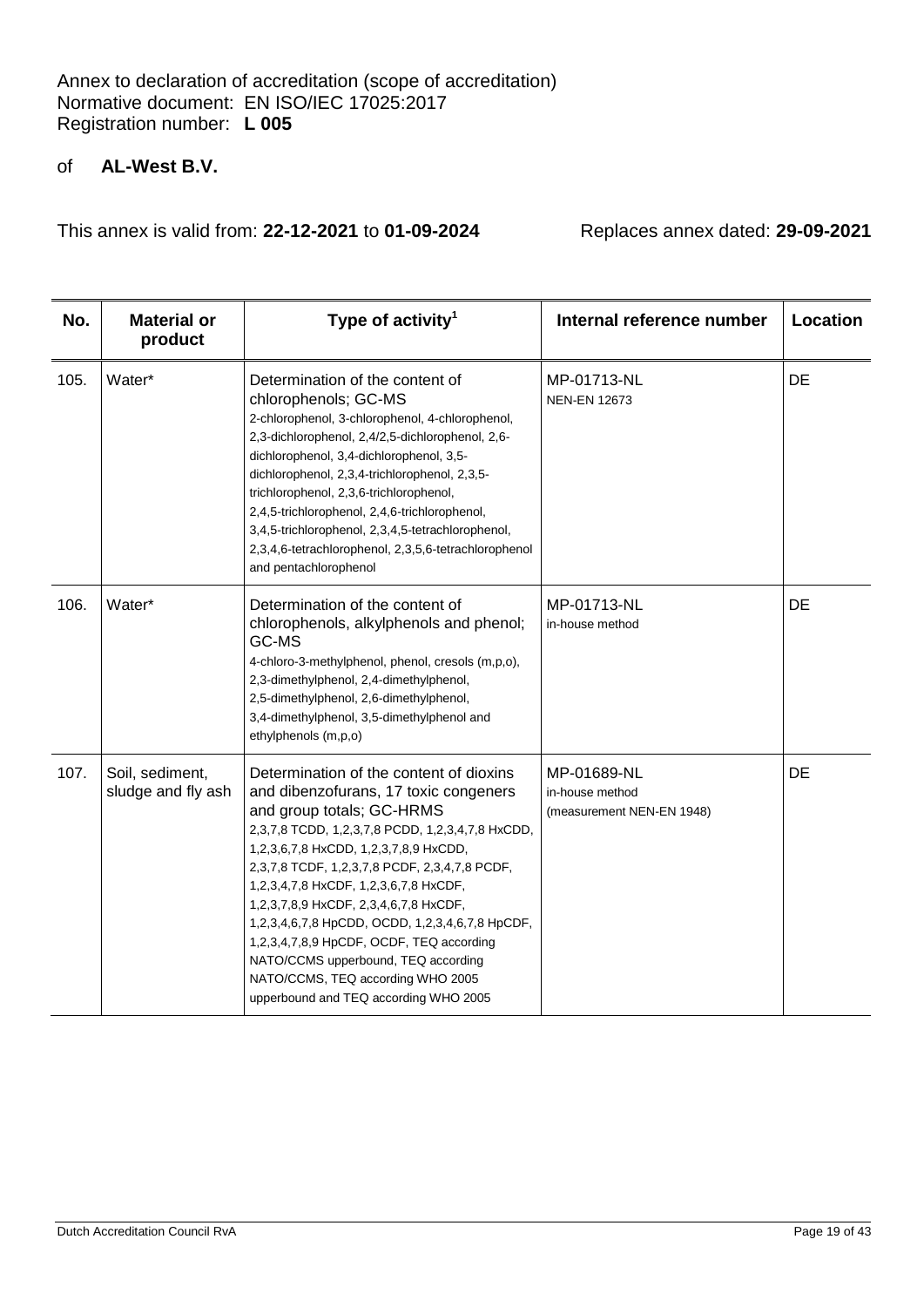Annex to declaration of accreditation (scope of accreditation)
Normative document: EN ISO/IEC 17025:2017
Registration number: **L 005**

of **AL-West B.V.**

This annex is valid from: **22-12-2021** to **01-09-2024** Replaces annex dated: **29-09-2021**

| No. | Material or product | Type of activity[1] | Internal reference number | Location |
|---|---|---|---|---|
| 105. | Water* | Determination of the content of chlorophenols; GC-MS<br>2-chlorophenol, 3-chlorophenol, 4-chlorophenol, 2,3-dichlorophenol, 2,4/2,5-dichlorophenol, 2,6-dichlorophenol, 3,4-dichlorophenol, 3,5-dichlorophenol, 2,3,4-trichlorophenol, 2,3,5-trichlorophenol, 2,3,6-trichlorophenol, 2,4,5-trichlorophenol, 2,4,6-trichlorophenol, 3,4,5-trichlorophenol, 2,3,4,5-tetrachlorophenol, 2,3,4,6-tetrachlorophenol, 2,3,5,6-tetrachlorophenol and pentachlorophenol | MP-01713-NL<br>NEN-EN 12673 | DE |
| 106. | Water* | Determination of the content of chlorophenols, alkylphenols and phenol; GC-MS<br>4-chloro-3-methylphenol, phenol, cresols (m,p,o), 2,3-dimethylphenol, 2,4-dimethylphenol, 2,5-dimethylphenol, 2,6-dimethylphenol, 3,4-dimethylphenol, 3,5-dimethylphenol and ethylphenols (m,p,o) | MP-01713-NL<br>in-house method | DE |
| 107. | Soil, sediment, sludge and fly ash | Determination of the content of dioxins and dibenzofurans, 17 toxic congeners and group totals; GC-HRMS<br>2,3,7,8 TCDD, 1,2,3,7,8 PCDD, 1,2,3,4,7,8 HxCDD, 1,2,3,6,7,8 HxCDD, 1,2,3,7,8,9 HxCDD, 2,3,7,8 TCDF, 1,2,3,7,8 PCDF, 2,3,4,7,8 PCDF, 1,2,3,4,7,8 HxCDF, 1,2,3,6,7,8 HxCDF, 1,2,3,7,8,9 HxCDF, 2,3,4,6,7,8 HxCDF, 1,2,3,4,6,7,8 HpCDD, OCDD, 1,2,3,4,6,7,8 HpCDF, 1,2,3,4,7,8,9 HpCDF, OCDF, TEQ according NATO/CCMS upperbound, TEQ according NATO/CCMS, TEQ according WHO 2005 upperbound and TEQ according WHO 2005 | MP-01689-NL<br>in-house method<br>(measurement NEN-EN 1948) | DE |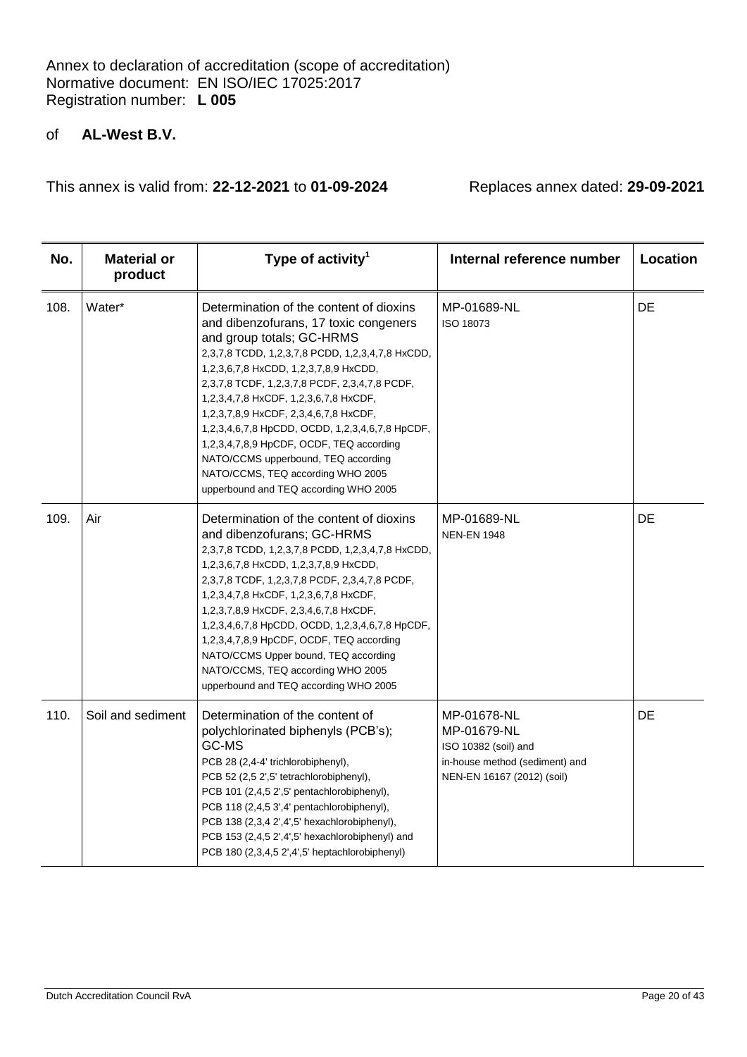Annex to declaration of accreditation (scope of accreditation)
Normative document: EN ISO/IEC 17025:2017
Registration number: **L 005**

of **AL-West B.V.**

This annex is valid from: **22-12-2021** to **01-09-2024** Replaces annex dated: **29-09-2021**

| No. | Material or product | Type of activity[1] | Internal reference number | Location |
|---|---|---|---|---|
| 108. | Water* | Determination of the content of dioxins and dibenzofurans, 17 toxic congeners and group totals; GC-HRMS<br>2,3,7,8 TCDD, 1,2,3,7,8 PCDD, 1,2,3,4,7,8 HxCDD, 1,2,3,6,7,8 HxCDD, 1,2,3,7,8,9 HxCDD, 2,3,7,8 TCDF, 1,2,3,7,8 PCDF, 2,3,4,7,8 PCDF, 1,2,3,4,7,8 HxCDF, 1,2,3,6,7,8 HxCDF, 1,2,3,7,8,9 HxCDF, 2,3,4,6,7,8 HxCDF, 1,2,3,4,6,7,8 HpCDD, OCDD, 1,2,3,4,6,7,8 HpCDF, 1,2,3,4,7,8,9 HpCDF, OCDF, TEQ according NATO/CCMS upperbound, TEQ according NATO/CCMS, TEQ according WHO 2005 upperbound and TEQ according WHO 2005 | MP-01689-NL<br>ISO 18073 | DE |
| 109. | Air | Determination of the content of dioxins and dibenzofurans; GC-HRMS<br>2,3,7,8 TCDD, 1,2,3,7,8 PCDD, 1,2,3,4,7,8 HxCDD, 1,2,3,6,7,8 HxCDD, 1,2,3,7,8,9 HxCDD, 2,3,7,8 TCDF, 1,2,3,7,8 PCDF, 2,3,4,7,8 PCDF, 1,2,3,4,7,8 HxCDF, 1,2,3,6,7,8 HxCDF, 1,2,3,7,8,9 HxCDF, 2,3,4,6,7,8 HxCDF, 1,2,3,4,6,7,8 HpCDD, OCDD, 1,2,3,4,6,7,8 HpCDF, 1,2,3,4,7,8,9 HpCDF, OCDF, TEQ according NATO/CCMS Upper bound, TEQ according NATO/CCMS, TEQ according WHO 2005 upperbound and TEQ according WHO 2005 | MP-01689-NL<br>NEN-EN 1948 | DE |
| 110. | Soil and sediment | Determination of the content of polychlorinated biphenyls (PCB's); GC-MS<br>PCB 28 (2,4-4' trichlorobiphenyl), PCB 52 (2,5 2',5' tetrachlorobiphenyl), PCB 101 (2,4,5 2',5' pentachlorobiphenyl), PCB 118 (2,4,5 3',4' pentachlorobiphenyl), PCB 138 (2,3,4 2',4',5' hexachlorobiphenyl), PCB 153 (2,4,5 2',4',5' hexachlorobiphenyl) and PCB 180 (2,3,4,5 2',4',5' heptachlorobiphenyl) | MP-01678-NL<br>MP-01679-NL<br>ISO 10382 (soil) and in-house method (sediment) and NEN-EN 16167 (2012) (soil) | DE |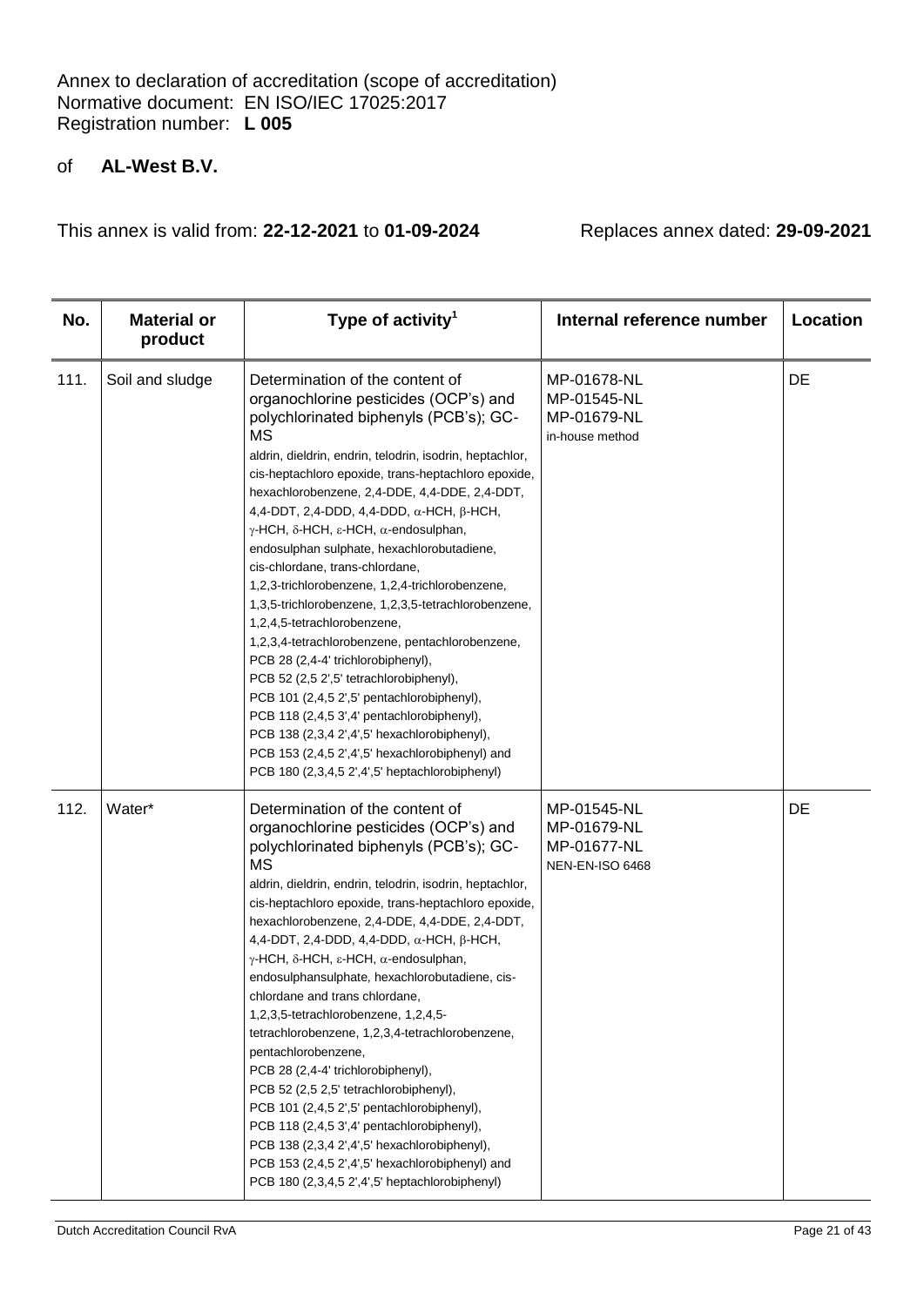Annex to declaration of accreditation (scope of accreditation)
Normative document: EN ISO/IEC 17025:2017
Registration number: **L 005**

of **AL-West B.V.**

This annex is valid from: **22-12-2021** to **01-09-2024** Replaces annex dated: **29-09-2021**

| No. | Material or product | Type of activity[1] | Internal reference number | Location |
|---|---|---|---|---|
| 111. | Soil and sludge | Determination of the content of organochlorine pesticides (OCP's) and polychlorinated biphenyls (PCB's); GC-MS<br>aldrin, dieldrin, endrin, telodrin, isodrin, heptachlor, cis-heptachloro epoxide, trans-heptachloro epoxide, hexachlorobenzene, 2,4-DDE, 4,4-DDE, 2,4-DDT, 4,4-DDT, 2,4-DDD, 4,4-DDD, α-HCH, β-HCH, γ-HCH, δ-HCH, ε-HCH, α-endosulphan, endosulphan sulphate, hexachlorobutadiene, cis-chlordane, trans-chlordane, 1,2,3-trichlorobenzene, 1,2,4-trichlorobenzene, 1,3,5-trichlorobenzene, 1,2,3,5-tetrachlorobenzene, 1,2,4,5-tetrachlorobenzene, 1,2,3,4-tetrachlorobenzene, pentachlorobenzene, PCB 28 (2,4-4' trichlorobiphenyl), PCB 52 (2,5 2',5' tetrachlorobiphenyl), PCB 101 (2,4,5 2',5' pentachlorobiphenyl), PCB 118 (2,4,5 3',4' pentachlorobiphenyl), PCB 138 (2,3,4 2',4',5' hexachlorobiphenyl), PCB 153 (2,4,5 2',4',5' hexachlorobiphenyl) and PCB 180 (2,3,4,5 2',4',5' heptachlorobiphenyl) | MP-01678-NL<br>MP-01545-NL<br>MP-01679-NL<br>in-house method | DE |
| 112. | Water* | Determination of the content of organochlorine pesticides (OCP's) and polychlorinated biphenyls (PCB's); GC-MS<br>aldrin, dieldrin, endrin, telodrin, isodrin, heptachlor, cis-heptachloro epoxide, trans-heptachloro epoxide, hexachlorobenzene, 2,4-DDE, 4,4-DDE, 2,4-DDT, 4,4-DDT, 2,4-DDD, 4,4-DDD, α-HCH, β-HCH, γ-HCH, δ-HCH, ε-HCH, α-endosulphan, endosulphansulphate, hexachlorobutadiene, cis-chlordane and trans chlordane, 1,2,3,5-tetrachlorobenzene, 1,2,4,5-tetrachlorobenzene, 1,2,3,4-tetrachlorobenzene, pentachlorobenzene, PCB 28 (2,4-4' trichlorobiphenyl), PCB 52 (2,5 2,5' tetrachlorobiphenyl), PCB 101 (2,4,5 2',5' pentachlorobiphenyl), PCB 118 (2,4,5 3',4' pentachlorobiphenyl), PCB 138 (2,3,4 2',4',5' hexachlorobiphenyl), PCB 153 (2,4,5 2',4',5' hexachlorobiphenyl) and PCB 180 (2,3,4,5 2',4',5' heptachlorobiphenyl) | MP-01545-NL<br>MP-01679-NL<br>MP-01677-NL<br>NEN-EN-ISO 6468 | DE |

Dutch Accreditation Council RvA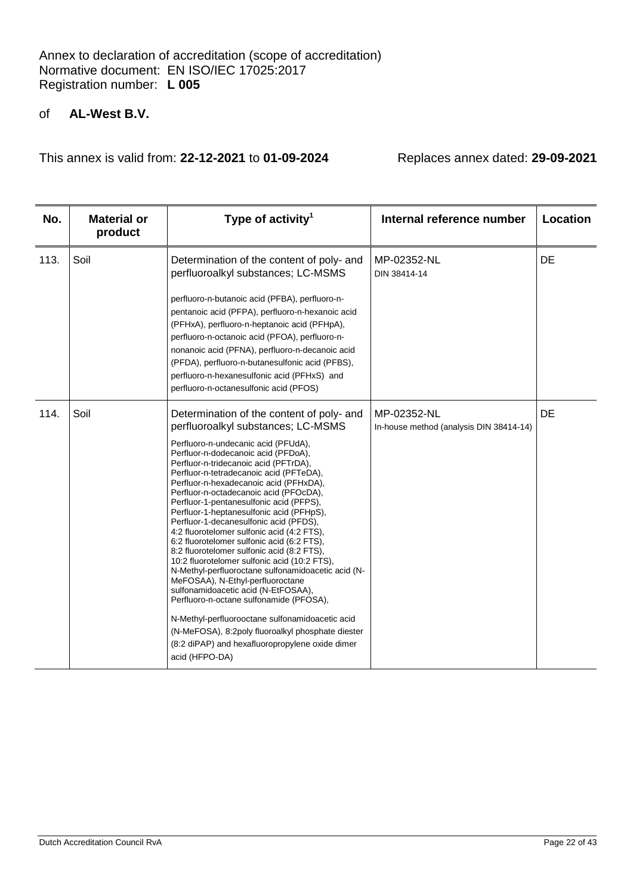Annex to declaration of accreditation (scope of accreditation)
Normative document: EN ISO/IEC 17025:2017
Registration number: **L 005**

of **AL-West B.V.**

This annex is valid from: **22-12-2021** to **01-09-2024** Replaces annex dated: **29-09-2021**

| No. | Material or product | Type of activity[1] | Internal reference number | Location |
|---|---|---|---|---|
| 113. | Soil | Determination of the content of poly- and perfluoroalkyl substances; LC-MSMS<br><br>perfluoro-n-butanoic acid (PFBA), perfluoro-n-pentanoic acid (PFPA), perfluoro-n-hexanoic acid (PFHxA), perfluoro-n-heptanoic acid (PFHpA), perfluoro-n-octanoic acid (PFOA), perfluoro-n-nonanoic acid (PFNA), perfluoro-n-decanoic acid (PFDA), perfluoro-n-butanesulfonic acid (PFBS), perfluoro-n-hexanesulfonic acid (PFHxS) and perfluoro-n-octanesulfonic acid (PFOS) | MP-02352-NL<br>DIN 38414-14 | DE |
| 114. | Soil | Determination of the content of poly- and perfluoroalkyl substances; LC-MSMS<br><br>Perfluoro-n-undecanic acid (PFUdA), Perfluor-n-dodecanoic acid (PFDoA), Perfluor-n-tridecanoic acid (PFTrDA), Perfluor-n-tetradecanoic acid (PFTeDA), Perfluor-n-hexadecanoic acid (PFHxDA), Perfluor-n-octadecanoic acid (PFOcDA), Perfluor-1-pentanesulfonic acid (PFPS), Perfluor-1-heptanesulfonic acid (PFHpS), Perfluor-1-decanesulfonic acid (PFDS), 4:2 fluorotelomer sulfonic acid (4:2 FTS), 6:2 fluorotelomer sulfonic acid (6:2 FTS), 8:2 fluorotelomer sulfonic acid (8:2 FTS), 10:2 fluorotelomer sulfonic acid (10:2 FTS), N-Methyl-perfluoroctane sulfonamidoacetic acid (N-MeFOSAA), N-Ethyl-perfluoroctane sulfonamidoacetic acid (N-EtFOSAA), Perfluoro-n-octane sulfonamide (PFOSA),<br><br>N-Methyl-perfluorooctane sulfonamidoacetic acid (N-MeFOSA), 8:2poly fluoroalkyl phosphate diester (8:2 diPAP) and hexafluoropropylene oxide dimer acid (HFPO-DA) | MP-02352-NL<br>In-house method (analysis DIN 38414-14) | DE |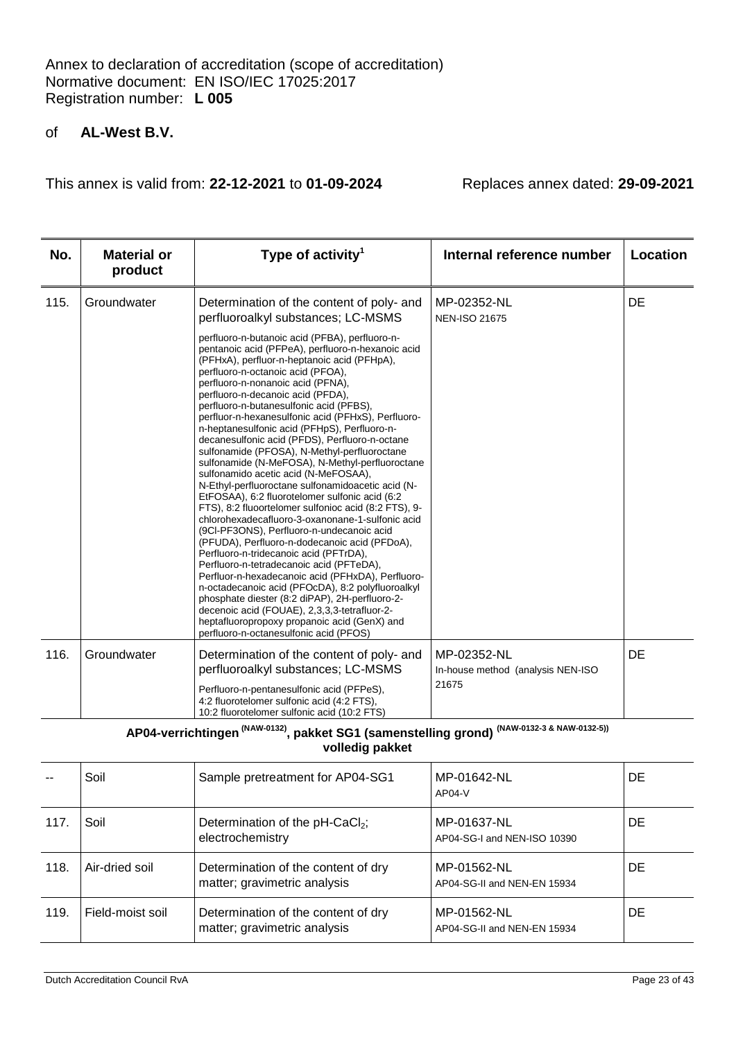Annex to declaration of accreditation (scope of accreditation)
Normative document: EN ISO/IEC 17025:2017
Registration number: **L 005**

of **AL-West B.V.**

This annex is valid from: **22-12-2021** to **01-09-2024** Replaces annex dated: **29-09-2021**

| No. | Material or product | Type of activity[1] | Internal reference number | Location |
|---|---|---|---|---|
| 115. | Groundwater | Determination of the content of poly- and perfluoroalkyl substances; LC-MSMS<br>perfluoro-n-butanoic acid (PFBA), perfluoro-n-pentanoic acid (PFPeA), perfluoro-n-hexanoic acid (PFHxA), perfluor-n-heptanoic acid (PFHpA), perfluoro-n-octanoic acid (PFOA), perfluoro-n-nonanoic acid (PFNA), perfluoro-n-decanoic acid (PFDA), perfluoro-n-butanesulfonic acid (PFBS), perfluor-n-hexanesulfonic acid (PFHxS), Perfluoro-n-heptanesulfonic acid (PFHpS), Perfluoro-n-decanesulfonic acid (PFDS), Perfluoro-n-octane sulfonamide (PFOSA), N-Methyl-perfluoroctane sulfonamide (N-MeFOSA), N-Methyl-perfluoroctane sulfonamido acetic acid (N-MeFOSAA), N-Ethyl-perfluoroctane sulfonamidoacetic acid (N-EtFOSAA), 6:2 fluorotelomer sulfonic acid (6:2 FTS), 8:2 fluoortelomer sulfonioc acid (8:2 FTS), 9-chlorohexadecafluoro-3-oxanonane-1-sulfonic acid (9Cl-PF3ONS), Perfluoro-n-undecanoic acid (PFUDA), Perfluoro-n-dodecanoic acid (PFDoA), Perfluoro-n-tridecanoic acid (PFTrDA), Perfluoro-n-tetradecanoic acid (PFTeDA), Perfluor-n-hexadecanoic acid (PFHxDA), Perfluoro-n-octadecanoic acid (PFOcDA), 8:2 polyfluoroalkyl phosphate diester (8:2 diPAP), 2H-perfluoro-2-decenoic acid (FOUAE), 2,3,3,3-tetrafluor-2-heptafluoropropoxy propanoic acid (GenX) and perfluoro-n-octanesulfonic acid (PFOS) | MP-02352-NL<br>NEN-ISO 21675 | DE |
| 116. | Groundwater | Determination of the content of poly- and perfluoroalkyl substances; LC-MSMS<br>Perfluoro-n-pentanesulfonic acid (PFPeS), 4:2 fluorotelomer sulfonic acid (4:2 FTS), 10:2 fluorotelomer sulfonic acid (10:2 FTS) | MP-02352-NL<br>In-house method (analysis NEN-ISO 21675 | DE |

**AP04-verrichtingen (NAW-0132), pakket SG1 (samenstelling grond) (NAW-0132-3 & NAW-0132-5)) volledig pakket**

| No. | Material or product | Type of activity[1] | Internal reference number | Location |
|---|---|---|---|---|
| -- | Soil | Sample pretreatment for AP04-SG1 | MP-01642-NL<br>AP04-V | DE |
| 117. | Soil | Determination of the pH-$CaCl_2$; electrochemistry | MP-01637-NL<br>AP04-SG-I and NEN-ISO 10390 | DE |
| 118. | Air-dried soil | Determination of the content of dry matter; gravimetric analysis | MP-01562-NL<br>AP04-SG-II and NEN-EN 15934 | DE |
| 119. | Field-moist soil | Determination of the content of dry matter; gravimetric analysis | MP-01562-NL<br>AP04-SG-II and NEN-EN 15934 | DE |

Dutch Accreditation Council RvA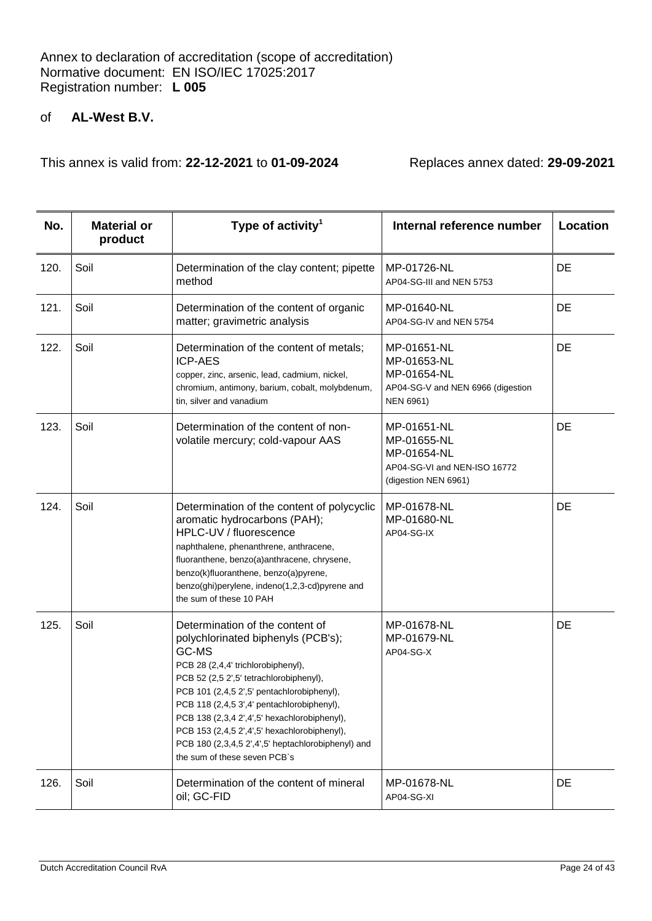Annex to declaration of accreditation (scope of accreditation)
Normative document: EN ISO/IEC 17025:2017
Registration number: **L 005**

of **AL-West B.V.**

This annex is valid from: **22-12-2021** to **01-09-2024** Replaces annex dated: **29-09-2021**

| No. | Material or product | Type of activity[1] | Internal reference number | Location |
|---|---|---|---|---|
| 120. | Soil | Determination of the clay content; pipette method | MP-01726-NL<br>AP04-SG-III and NEN 5753 | DE |
| 121. | Soil | Determination of the content of organic matter; gravimetric analysis | MP-01640-NL<br>AP04-SG-IV and NEN 5754 | DE |
| 122. | Soil | Determination of the content of metals; ICP-AES<br>copper, zinc, arsenic, lead, cadmium, nickel, chromium, antimony, barium, cobalt, molybdenum, tin, silver and vanadium | MP-01651-NL<br>MP-01653-NL<br>MP-01654-NL<br>AP04-SG-V and NEN 6966 (digestion NEN 6961) | DE |
| 123. | Soil | Determination of the content of non-volatile mercury; cold-vapour AAS | MP-01651-NL<br>MP-01655-NL<br>MP-01654-NL<br>AP04-SG-VI and NEN-ISO 16772 (digestion NEN 6961) | DE |
| 124. | Soil | Determination of the content of polycyclic aromatic hydrocarbons (PAH); HPLC-UV / fluorescence<br>naphthalene, phenanthrene, anthracene, fluoranthene, benzo(a)anthracene, chrysene, benzo(k)fluoranthene, benzo(a)pyrene, benzo(ghi)perylene, indeno(1,2,3-cd)pyrene and the sum of these 10 PAH | MP-01678-NL<br>MP-01680-NL<br>AP04-SG-IX | DE |
| 125. | Soil | Determination of the content of polychlorinated biphenyls (PCB's); GC-MS<br>PCB 28 (2,4,4' trichlorobiphenyl),<br>PCB 52 (2,5 2',5' tetrachlorobiphenyl),<br>PCB 101 (2,4,5 2',5' pentachlorobiphenyl),<br>PCB 118 (2,4,5 3',4' pentachlorobiphenyl),<br>PCB 138 (2,3,4 2',4',5' hexachlorobiphenyl),<br>PCB 153 (2,4,5 2',4',5' hexachlorobiphenyl),<br>PCB 180 (2,3,4,5 2',4',5' heptachlorobiphenyl) and the sum of these seven PCB`s | MP-01678-NL<br>MP-01679-NL<br>AP04-SG-X | DE |
| 126. | Soil | Determination of the content of mineral oil; GC-FID | MP-01678-NL<br>AP04-SG-XI | DE |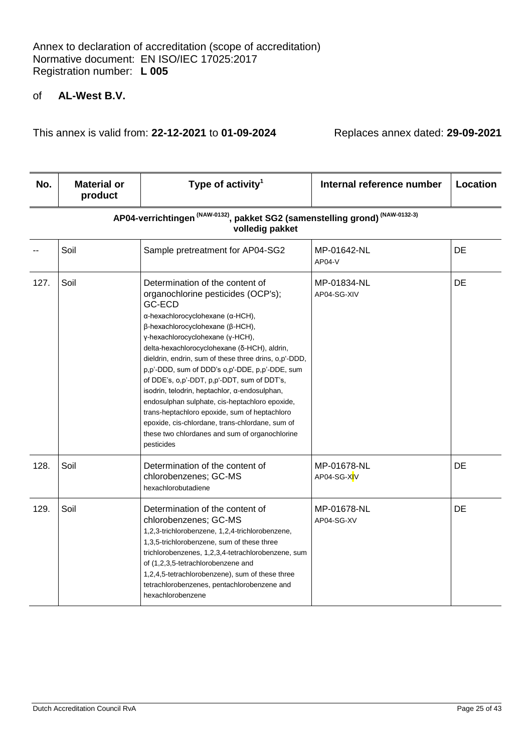Annex to declaration of accreditation (scope of accreditation)
Normative document: EN ISO/IEC 17025:2017
Registration number: **L 005**

of **AL-West B.V.**

This annex is valid from: **22-12-2021** to **01-09-2024** Replaces annex dated: **29-09-2021**

| No. | Material or product | Type of activity[1] | Internal reference number | Location |
|---|---|---|---|---|
| **AP04-verrichtingen (NAW-0132), pakket SG2 (samenstelling grond) (NAW-0132-3) volledig pakket** | | | | |
| -- | Soil | Sample pretreatment for AP04-SG2 | MP-01642-NL AP04-V | DE |
| 127. | Soil | Determination of the content of organochlorine pesticides (OCP's); GC-ECD α-hexachlorocyclohexane (α-HCH), β-hexachlorocyclohexane (β-HCH), γ-hexachlorocyclohexane (γ-HCH), delta-hexachlorocyclohexane (δ-HCH), aldrin, dieldrin, endrin, sum of these three drins, o,p'-DDD, p,p'-DDD, sum of DDD's o,p'-DDE, p,p'-DDE, sum of DDE's, o,p'-DDT, p,p'-DDT, sum of DDT's, isodrin, telodrin, heptachlor, α-endosulphan, endosulphan sulphate, cis-heptachloro epoxide, trans-heptachloro epoxide, sum of heptachloro epoxide, cis-chlordane, trans-chlordane, sum of these two chlordanes and sum of organochlorine pesticides | MP-01834-NL AP04-SG-XIV | DE |
| 128. | Soil | Determination of the content of chlorobenzenes; GC-MS hexachlorobutadiene | MP-01678-NL AP04-SG-XIV | DE |
| 129. | Soil | Determination of the content of chlorobenzenes; GC-MS 1,2,3-trichlorobenzene, 1,2,4-trichlorobenzene, 1,3,5-trichlorobenzene, sum of these three trichlorobenzenes, 1,2,3,4-tetrachlorobenzene, sum of (1,2,3,5-tetrachlorobenzene and 1,2,4,5-tetrachlorobenzene), sum of these three tetrachlorobenzenes, pentachlorobenzene and hexachlorobenzene | MP-01678-NL AP04-SG-XV | DE |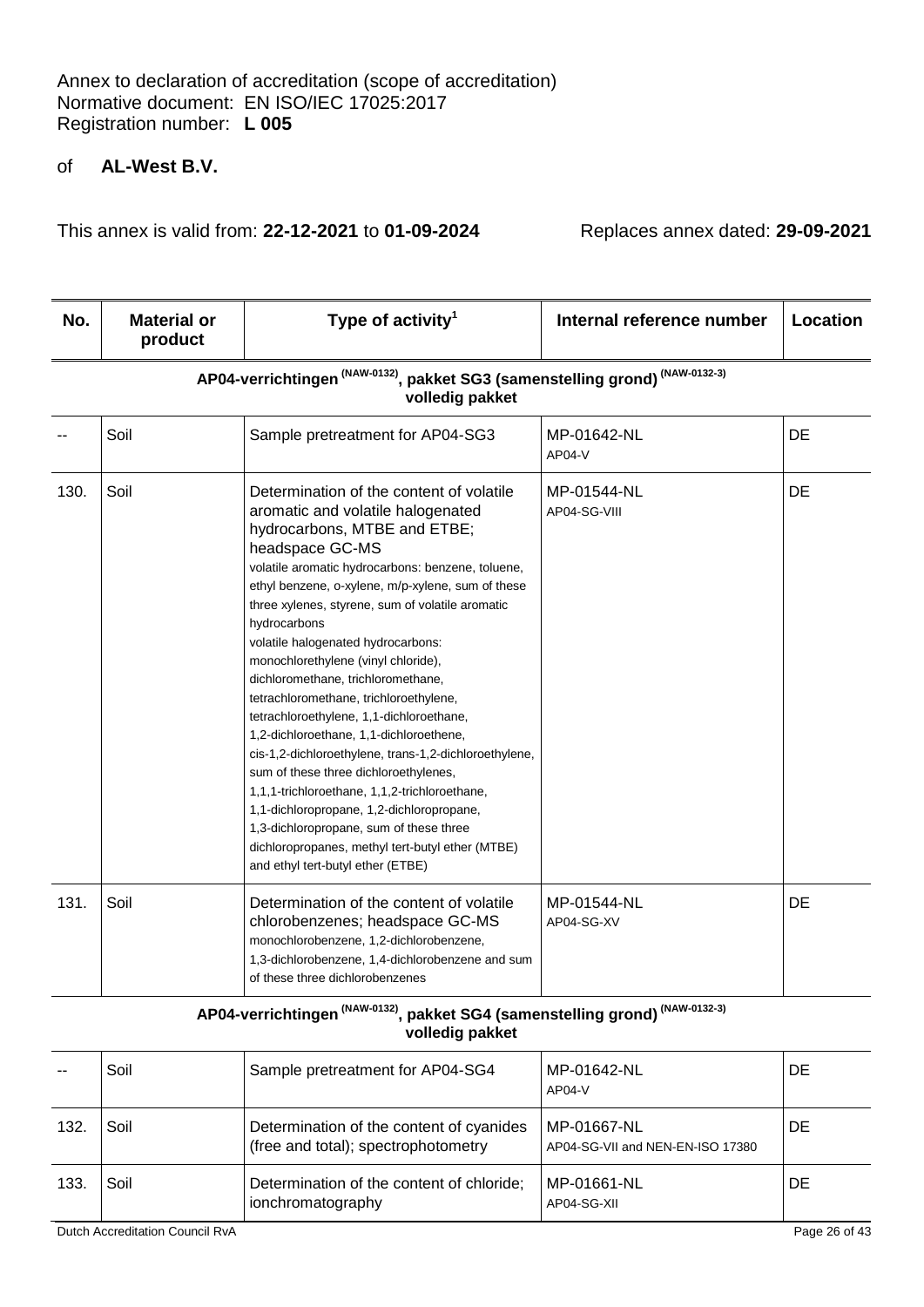Annex to declaration of accreditation (scope of accreditation)
Normative document: EN ISO/IEC 17025:2017
Registration number: **L 005**

of **AL-West B.V.**

This annex is valid from: **22-12-2021** to **01-09-2024** Replaces annex dated: **29-09-2021**

| No. | Material or product | Type of activity[1] | Internal reference number | Location |
|---|---|---|---|---|
| | | **AP04-verrichtingen (NAW-0132), pakket SG3 (samenstelling grond) (NAW-0132-3) volledig pakket** | | |
| -- | Soil | Sample pretreatment for AP04-SG3 | MP-01642-NL AP04-V | DE |
| 130. | Soil | Determination of the content of volatile aromatic and volatile halogenated hydrocarbons, MTBE and ETBE; headspace GC-MS<br>volatile aromatic hydrocarbons: benzene, toluene, ethyl benzene, o-xylene, m/p-xylene, sum of these three xylenes, styrene, sum of volatile aromatic hydrocarbons<br>volatile halogenated hydrocarbons: monochlorethylene (vinyl chloride), dichloromethane, trichloromethane, tetrachloromethane, trichloroethylene, tetrachloroethylene, 1,1-dichloroethane, 1,2-dichloroethane, 1,1-dichloroethene, cis-1,2-dichloroethylene, trans-1,2-dichloroethylene, sum of these three dichloroethylenes, 1,1,1-trichloroethane, 1,1,2-trichloroethane, 1,1-dichloropropane, 1,2-dichloropropane, 1,3-dichloropropane, sum of these three dichloropropanes, methyl tert-butyl ether (MTBE) and ethyl tert-butyl ether (ETBE) | MP-01544-NL AP04-SG-VIII | DE |
| 131. | Soil | Determination of the content of volatile chlorobenzenes; headspace GC-MS<br>monochlorobenzene, 1,2-dichlorobenzene, 1,3-dichlorobenzene, 1,4-dichlorobenzene and sum of these three dichlorobenzenes | MP-01544-NL AP04-SG-XV | DE |
| | | **AP04-verrichtingen (NAW-0132), pakket SG4 (samenstelling grond) (NAW-0132-3) volledig pakket** | | |
| -- | Soil | Sample pretreatment for AP04-SG4 | MP-01642-NL AP04-V | DE |
| 132. | Soil | Determination of the content of cyanides (free and total); spectrophotometry | MP-01667-NL AP04-SG-VII and NEN-EN-ISO 17380 | DE |
| 133. | Soil | Determination of the content of chloride; ionchromatography | MP-01661-NL AP04-SG-XII | DE |

Dutch Accreditation Council RvA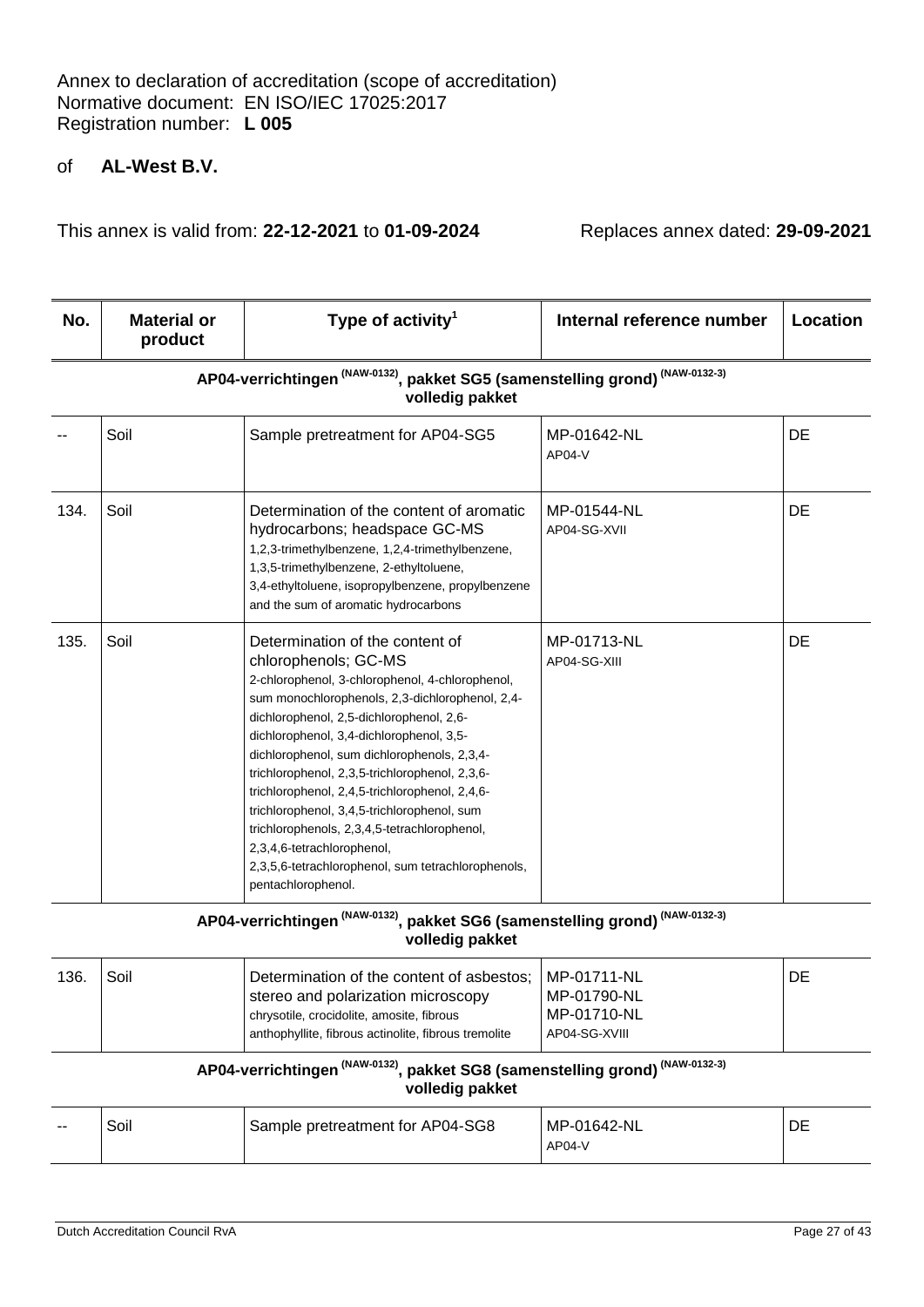Annex to declaration of accreditation (scope of accreditation)
Normative document: EN ISO/IEC 17025:2017
Registration number: **L 005**

of **AL-West B.V.**

This annex is valid from: **22-12-2021** to **01-09-2024** Replaces annex dated: **29-09-2021**

| No. | Material or product | Type of activity[1] | Internal reference number | Location |
|---|---|---|---|---|
| | | **AP04-verrichtingen (NAW-0132), pakket SG5 (samenstelling grond) (NAW-0132-3) volledig pakket** | | |
| -- | Soil | Sample pretreatment for AP04-SG5 | MP-01642-NL<br>AP04-V | DE |
| 134. | Soil | Determination of the content of aromatic hydrocarbons; headspace GC-MS<br>1,2,3-trimethylbenzene, 1,2,4-trimethylbenzene, 1,3,5-trimethylbenzene, 2-ethyltoluene, 3,4-ethyltoluene, isopropylbenzene, propylbenzene and the sum of aromatic hydrocarbons | MP-01544-NL<br>AP04-SG-XVII | DE |
| 135. | Soil | Determination of the content of chlorophenols; GC-MS<br>2-chlorophenol, 3-chlorophenol, 4-chlorophenol, sum monochlorophenols, 2,3-dichlorophenol, 2,4-dichlorophenol, 2,5-dichlorophenol, 2,6-dichlorophenol, 3,4-dichlorophenol, 3,5-dichlorophenol, sum dichlorophenols, 2,3,4-trichlorophenol, 2,3,5-trichlorophenol, 2,3,6-trichlorophenol, 2,4,5-trichlorophenol, 2,4,6-trichlorophenol, 3,4,5-trichlorophenol, sum trichlorophenols, 2,3,4,5-tetrachlorophenol, 2,3,4,6-tetrachlorophenol, 2,3,5,6-tetrachlorophenol, sum tetrachlorophenols, pentachlorophenol. | MP-01713-NL<br>AP04-SG-XIII | DE |
| | | **AP04-verrichtingen (NAW-0132), pakket SG6 (samenstelling grond) (NAW-0132-3) volledig pakket** | | |
| 136. | Soil | Determination of the content of asbestos; stereo and polarization microscopy<br>chrysotile, crocidolite, amosite, fibrous anthophyllite, fibrous actinolite, fibrous tremolite | MP-01711-NL<br>MP-01790-NL<br>MP-01710-NL<br>AP04-SG-XVIII | DE |
| | | **AP04-verrichtingen (NAW-0132), pakket SG8 (samenstelling grond) (NAW-0132-3) volledig pakket** | | |
| -- | Soil | Sample pretreatment for AP04-SG8 | MP-01642-NL<br>AP04-V | DE |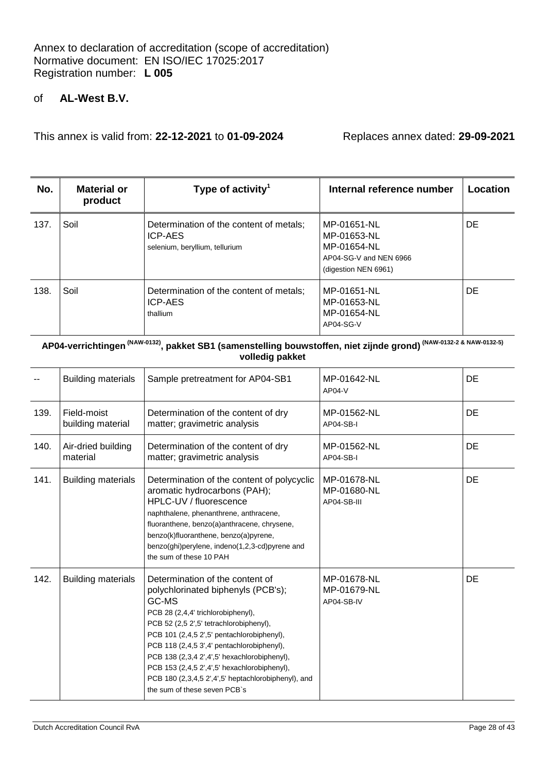Annex to declaration of accreditation (scope of accreditation)
Normative document: EN ISO/IEC 17025:2017
Registration number: **L 005**

of **AL-West B.V.**

This annex is valid from: **22-12-2021** to **01-09-2024** Replaces annex dated: **29-09-2021**

| No. | Material or product | Type of activity[1] | Internal reference number | Location |
|---|---|---|---|---|
| 137. | Soil | Determination of the content of metals; ICP-AES<br>selenium, beryllium, tellurium | MP-01651-NL<br>MP-01653-NL<br>MP-01654-NL<br>AP04-SG-V and NEN 6966<br>(digestion NEN 6961) | DE |
| 138. | Soil | Determination of the content of metals; ICP-AES<br>thallium | MP-01651-NL<br>MP-01653-NL<br>MP-01654-NL<br>AP04-SG-V | DE |
| **AP04-verrichtingen (NAW-0132), pakket SB1 (samenstelling bouwstoffen, niet zijnde grond) (NAW-0132-2 & NAW-0132-5) volledig pakket** | | | | |
| -- | Building materials | Sample pretreatment for AP04-SB1 | MP-01642-NL<br>AP04-V | DE |
| 139. | Field-moist building material | Determination of the content of dry matter; gravimetric analysis | MP-01562-NL<br>AP04-SB-I | DE |
| 140. | Air-dried building material | Determination of the content of dry matter; gravimetric analysis | MP-01562-NL<br>AP04-SB-I | DE |
| 141. | Building materials | Determination of the content of polycyclic aromatic hydrocarbons (PAH); HPLC-UV / fluorescence<br>naphthalene, phenanthrene, anthracene, fluoranthene, benzo(a)anthracene, chrysene, benzo(k)fluoranthene, benzo(a)pyrene, benzo(ghi)perylene, indeno(1,2,3-cd)pyrene and the sum of these 10 PAH | MP-01678-NL<br>MP-01680-NL<br>AP04-SB-III | DE |
| 142. | Building materials | Determination of the content of polychlorinated biphenyls (PCB's); GC-MS<br>PCB 28 (2,4,4' trichlorobiphenyl),<br>PCB 52 (2,5 2',5' tetrachlorobiphenyl),<br>PCB 101 (2,4,5 2',5' pentachlorobiphenyl),<br>PCB 118 (2,4,5 3',4' pentachlorobiphenyl),<br>PCB 138 (2,3,4 2',4',5' hexachlorobiphenyl),<br>PCB 153 (2,4,5 2',4',5' hexachlorobiphenyl),<br>PCB 180 (2,3,4,5 2',4',5' heptachlorobiphenyl), and the sum of these seven PCB`s | MP-01678-NL<br>MP-01679-NL<br>AP04-SB-IV | DE |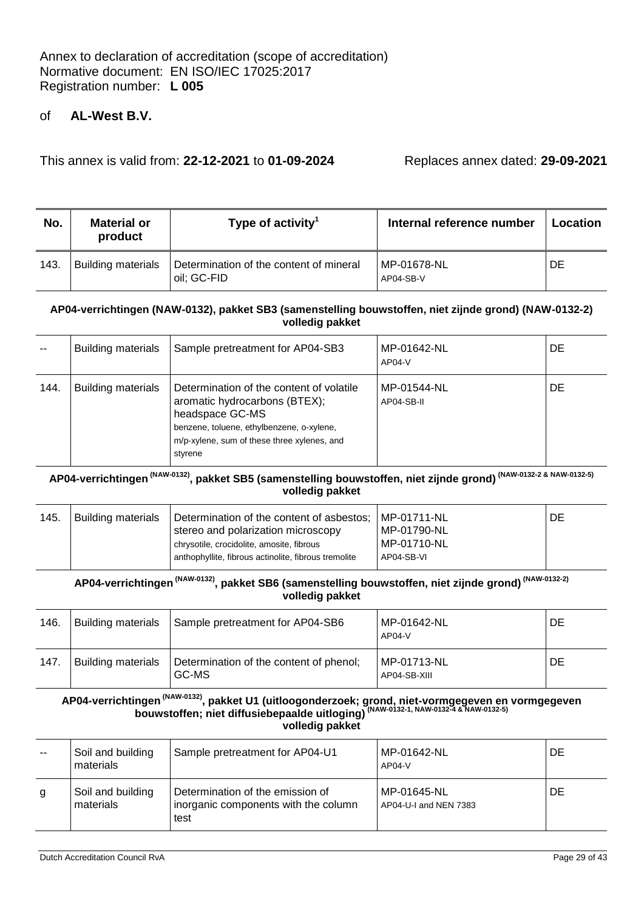Annex to declaration of accreditation (scope of accreditation)
Normative document: EN ISO/IEC 17025:2017
Registration number: **L 005**

of **AL-West B.V.**

This annex is valid from: **22-12-2021** to **01-09-2024** Replaces annex dated: **29-09-2021**

| No. | Material or product | Type of activity[1] | Internal reference number | Location |
|---|---|---|---|---|
| 143. | Building materials | Determination of the content of mineral oil; GC-FID | MP-01678-NL AP04-SB-V | DE |

**AP04-verrichtingen (NAW-0132), pakket SB3 (samenstelling bouwstoffen, niet zijnde grond) (NAW-0132-2) volledig pakket**

| No. | Material or product | Type of activity[1] | Internal reference number | Location |
|---|---|---|---|---|
| -- | Building materials | Sample pretreatment for AP04-SB3 | MP-01642-NL AP04-V | DE |
| 144. | Building materials | Determination of the content of volatile aromatic hydrocarbons (BTEX); headspace GC-MS benzene, toluene, ethylbenzene, o-xylene, m/p-xylene, sum of these three xylenes, and styrene | MP-01544-NL AP04-SB-II | DE |

**AP04-verrichtingen (NAW-0132), pakket SB5 (samenstelling bouwstoffen, niet zijnde grond) (NAW-0132-2 & NAW-0132-5) volledig pakket**

| No. | Material or product | Type of activity[1] | Internal reference number | Location |
|---|---|---|---|---|
| 145. | Building materials | Determination of the content of asbestos; stereo and polarization microscopy chrysotile, crocidolite, amosite, fibrous anthophyllite, fibrous actinolite, fibrous tremolite | MP-01711-NL MP-01790-NL MP-01710-NL AP04-SB-VI | DE |

**AP04-verrichtingen (NAW-0132), pakket SB6 (samenstelling bouwstoffen, niet zijnde grond) (NAW-0132-2) volledig pakket**

| No. | Material or product | Type of activity[1] | Internal reference number | Location |
|---|---|---|---|---|
| 146. | Building materials | Sample pretreatment for AP04-SB6 | MP-01642-NL AP04-V | DE |
| 147. | Building materials | Determination of the content of phenol; GC-MS | MP-01713-NL AP04-SB-XIII | DE |

**AP04-verrichtingen (NAW-0132), pakket U1 (uitloogonderzoek; grond, niet-vormgegeven en vormgegeven bouwstoffen; niet diffusiebepaalde uitloging) (NAW-0132-1, NAW-0132-4 & NAW-0132-5) volledig pakket**

| No. | Material or product | Type of activity[1] | Internal reference number | Location |
|---|---|---|---|---|
| -- | Soil and building materials | Sample pretreatment for AP04-U1 | MP-01642-NL AP04-V | DE |
| g | Soil and building materials | Determination of the emission of inorganic components with the column test | MP-01645-NL AP04-U-I and NEN 7383 | DE |

Dutch Accreditation Council RvA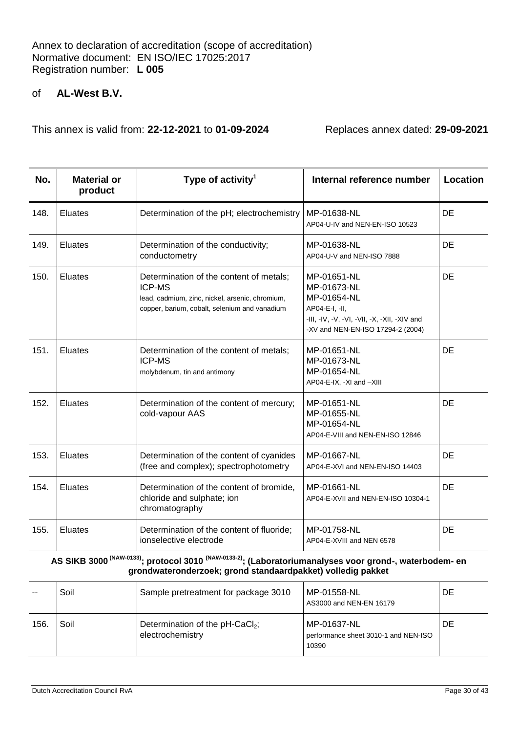Annex to declaration of accreditation (scope of accreditation)
Normative document: EN ISO/IEC 17025:2017
Registration number: **L 005**

of **AL-West B.V.**

This annex is valid from: **22-12-2021** to **01-09-2024** Replaces annex dated: **29-09-2021**

| No. | Material or product | Type of activity[1] | Internal reference number | Location |
|---|---|---|---|---|
| 148. | Eluates | Determination of the pH; electrochemistry | MP-01638-NL<br>AP04-U-IV and NEN-EN-ISO 10523 | DE |
| 149. | Eluates | Determination of the conductivity; conductometry | MP-01638-NL<br>AP04-U-V and NEN-ISO 7888 | DE |
| 150. | Eluates | Determination of the content of metals; ICP-MS<br>lead, cadmium, zinc, nickel, arsenic, chromium, copper, barium, cobalt, selenium and vanadium | MP-01651-NL<br>MP-01673-NL<br>MP-01654-NL<br>AP04-E-I, -II, -III, -IV, -V, -VI, -VII, -X, -XII, -XIV and -XV and NEN-EN-ISO 17294-2 (2004) | DE |
| 151. | Eluates | Determination of the content of metals; ICP-MS<br>molybdenum, tin and antimony | MP-01651-NL<br>MP-01673-NL<br>MP-01654-NL<br>AP04-E-IX, -XI and –XIII | DE |
| 152. | Eluates | Determination of the content of mercury; cold-vapour AAS | MP-01651-NL<br>MP-01655-NL<br>MP-01654-NL<br>AP04-E-VIII and NEN-EN-ISO 12846 | DE |
| 153. | Eluates | Determination of the content of cyanides (free and complex); spectrophotometry | MP-01667-NL<br>AP04-E-XVI and NEN-EN-ISO 14403 | DE |
| 154. | Eluates | Determination of the content of bromide, chloride and sulphate; ion chromatography | MP-01661-NL<br>AP04-E-XVII and NEN-EN-ISO 10304-1 | DE |
| 155. | Eluates | Determination of the content of fluoride; ionselective electrode | MP-01758-NL<br>AP04-E-XVIII and NEN 6578 | DE |
| | | **AS SIKB 3000 (NAW-0133); protocol 3010 (NAW-0133-2); (Laboratoriumanalyses voor grond-, waterbodem- en grondwateronderzoek; grond standaardpakket) volledig pakket** | | |
| -- | Soil | Sample pretreatment for package 3010 | MP-01558-NL<br>AS3000 and NEN-EN 16179 | DE |
| 156. | Soil | Determination of the pH-$CaCl_2$; electrochemistry | MP-01637-NL<br>performance sheet 3010-1 and NEN-ISO 10390 | DE |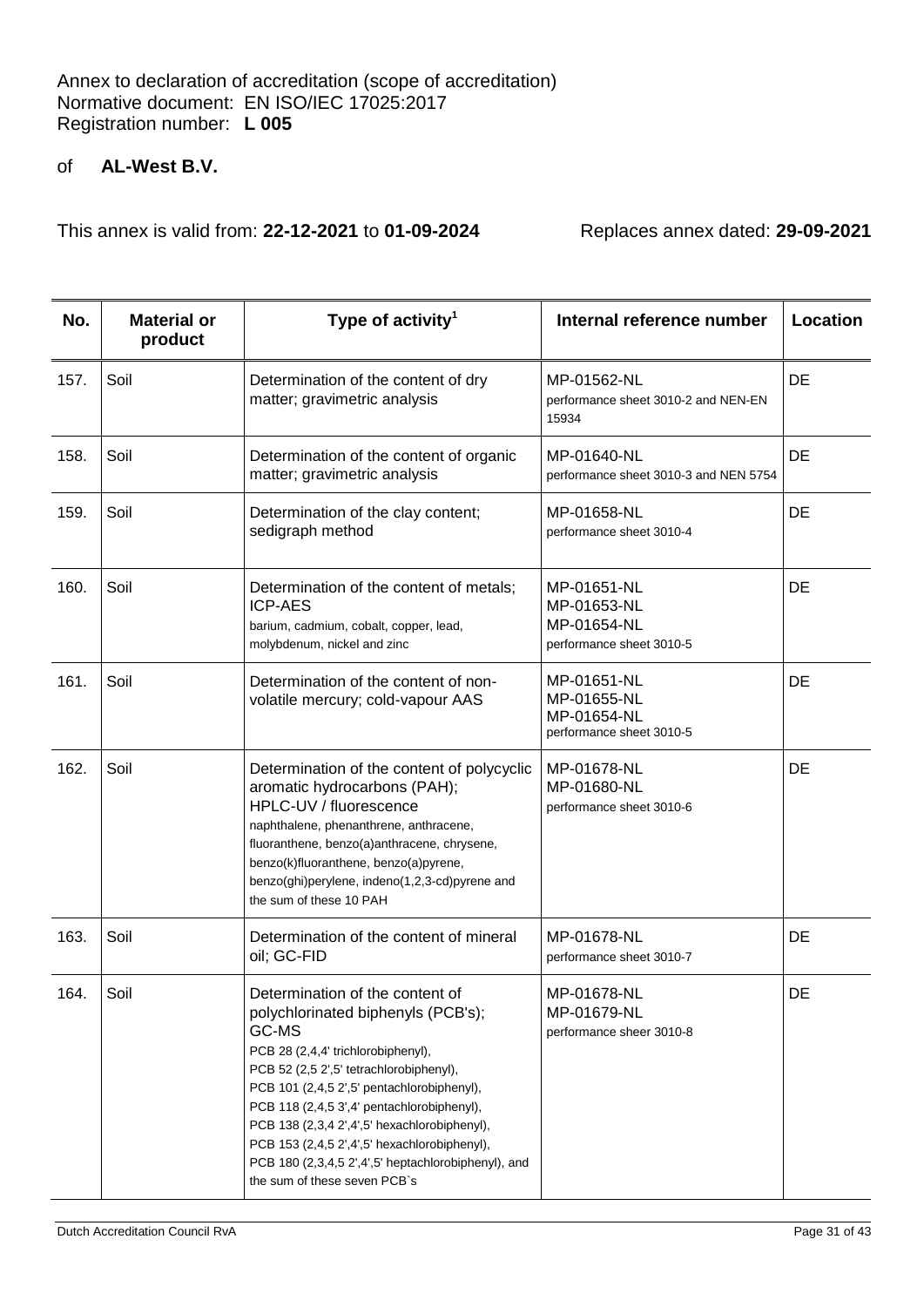Annex to declaration of accreditation (scope of accreditation)
Normative document: EN ISO/IEC 17025:2017
Registration number: **L 005**

of **AL-West B.V.**

This annex is valid from: **22-12-2021** to **01-09-2024** Replaces annex dated: **29-09-2021**

| No. | Material or product | Type of activity[1] | Internal reference number | Location |
|---|---|---|---|---|
| 157. | Soil | Determination of the content of dry matter; gravimetric analysis | MP-01562-NL<br>performance sheet 3010-2 and NEN-EN 15934 | DE |
| 158. | Soil | Determination of the content of organic matter; gravimetric analysis | MP-01640-NL<br>performance sheet 3010-3 and NEN 5754 | DE |
| 159. | Soil | Determination of the clay content; sedigraph method | MP-01658-NL<br>performance sheet 3010-4 | DE |
| 160. | Soil | Determination of the content of metals; ICP-AES<br>barium, cadmium, cobalt, copper, lead, molybdenum, nickel and zinc | MP-01651-NL<br>MP-01653-NL<br>MP-01654-NL<br>performance sheet 3010-5 | DE |
| 161. | Soil | Determination of the content of non-volatile mercury; cold-vapour AAS | MP-01651-NL<br>MP-01655-NL<br>MP-01654-NL<br>performance sheet 3010-5 | DE |
| 162. | Soil | Determination of the content of polycyclic aromatic hydrocarbons (PAH); HPLC-UV / fluorescence<br>naphthalene, phenanthrene, anthracene, fluoranthene, benzo(a)anthracene, chrysene, benzo(k)fluoranthene, benzo(a)pyrene, benzo(ghi)perylene, indeno(1,2,3-cd)pyrene and the sum of these 10 PAH | MP-01678-NL<br>MP-01680-NL<br>performance sheet 3010-6 | DE |
| 163. | Soil | Determination of the content of mineral oil; GC-FID | MP-01678-NL<br>performance sheet 3010-7 | DE |
| 164. | Soil | Determination of the content of polychlorinated biphenyls (PCB's); GC-MS<br>PCB 28 (2,4,4' trichlorobiphenyl),<br>PCB 52 (2,5 2',5' tetrachlorobiphenyl),<br>PCB 101 (2,4,5 2',5' pentachlorobiphenyl),<br>PCB 118 (2,4,5 3',4' pentachlorobiphenyl),<br>PCB 138 (2,3,4 2',4',5' hexachlorobiphenyl),<br>PCB 153 (2,4,5 2',4',5' hexachlorobiphenyl),<br>PCB 180 (2,3,4,5 2',4',5' heptachlorobiphenyl), and the sum of these seven PCB`s | MP-01678-NL<br>MP-01679-NL<br>performance sheer 3010-8 | DE |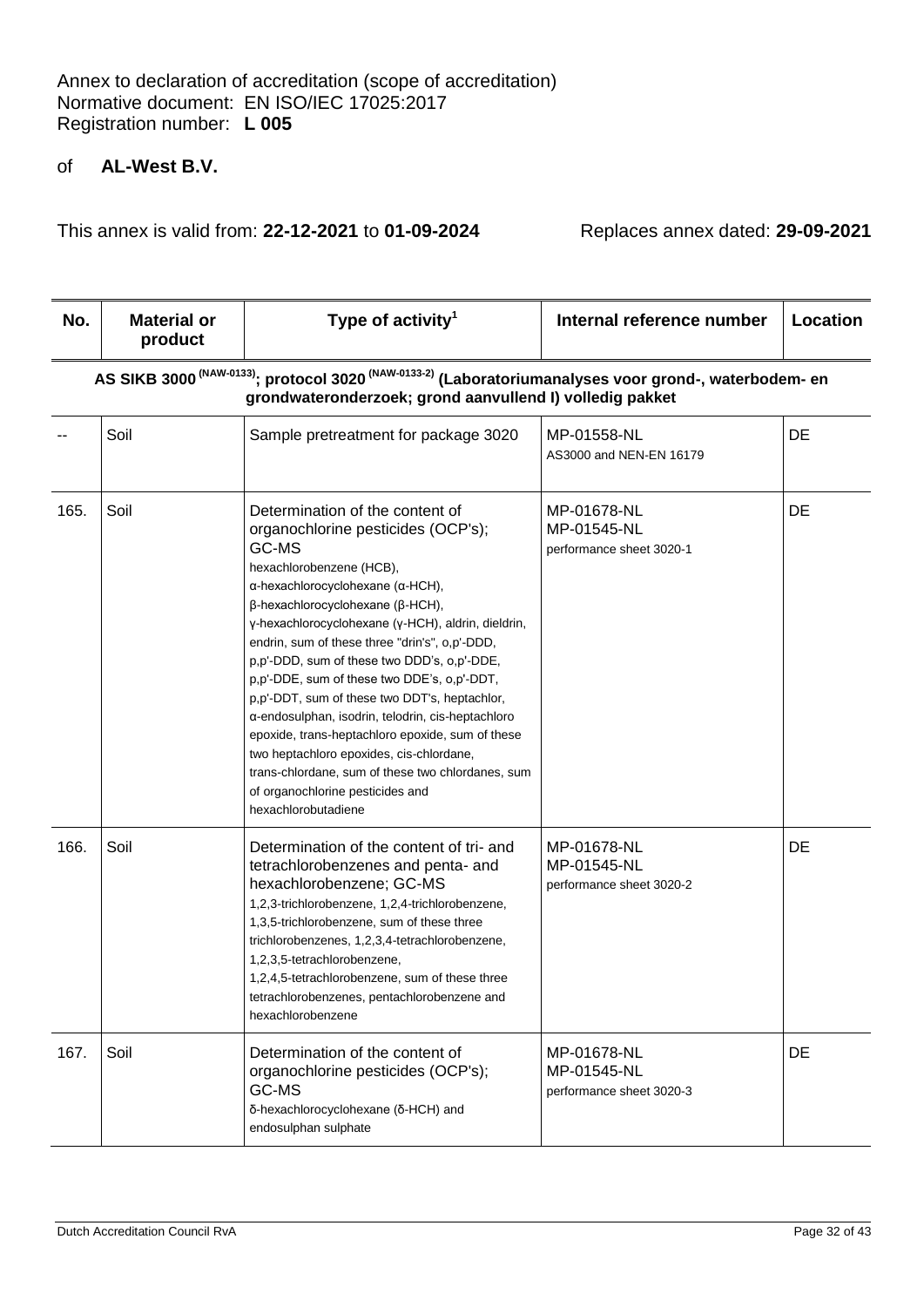Annex to declaration of accreditation (scope of accreditation)
Normative document: EN ISO/IEC 17025:2017
Registration number: **L 005**

of **AL-West B.V.**

This annex is valid from: **22-12-2021** to **01-09-2024** Replaces annex dated: **29-09-2021**

| No. | Material or product | Type of activity[1] | Internal reference number | Location |
|---|---|---|---|---|
| **AS SIKB 3000 (NAW-0133); protocol 3020 (NAW-0133-2) (Laboratoriumanalyses voor grond-, waterbodem- en grondwateronderzoek; grond aanvullend I) volledig pakket** | | | | |
| -- | Soil | Sample pretreatment for package 3020 | MP-01558-NL<br>AS3000 and NEN-EN 16179 | DE |
| 165. | Soil | Determination of the content of organochlorine pesticides (OCP's); GC-MS<br>hexachlorobenzene (HCB), α-hexachlorocyclohexane (α-HCH), β-hexachlorocyclohexane (β-HCH), γ-hexachlorocyclohexane (γ-HCH), aldrin, dieldrin, endrin, sum of these three "drin's", o,p'-DDD, p,p'-DDD, sum of these two DDD's, o,p'-DDE, p,p'-DDE, sum of these two DDE's, o,p'-DDT, p,p'-DDT, sum of these two DDT's, heptachlor, α-endosulphan, isodrin, telodrin, cis-heptachloro epoxide, trans-heptachloro epoxide, sum of these two heptachloro epoxides, cis-chlordane, trans-chlordane, sum of these two chlordanes, sum of organochlorine pesticides and hexachlorobutadiene | MP-01678-NL<br>MP-01545-NL<br>performance sheet 3020-1 | DE |
| 166. | Soil | Determination of the content of tri- and tetrachlorobenzenes and penta- and hexachlorobenzene; GC-MS<br>1,2,3-trichlorobenzene, 1,2,4-trichlorobenzene, 1,3,5-trichlorobenzene, sum of these three trichlorobenzenes, 1,2,3,4-tetrachlorobenzene, 1,2,3,5-tetrachlorobenzene, 1,2,4,5-tetrachlorobenzene, sum of these three tetrachlorobenzenes, pentachlorobenzene and hexachlorobenzene | MP-01678-NL<br>MP-01545-NL<br>performance sheet 3020-2 | DE |
| 167. | Soil | Determination of the content of organochlorine pesticides (OCP's); GC-MS<br>δ-hexachlorocyclohexane (δ-HCH) and endosulphan sulphate | MP-01678-NL<br>MP-01545-NL<br>performance sheet 3020-3 | DE |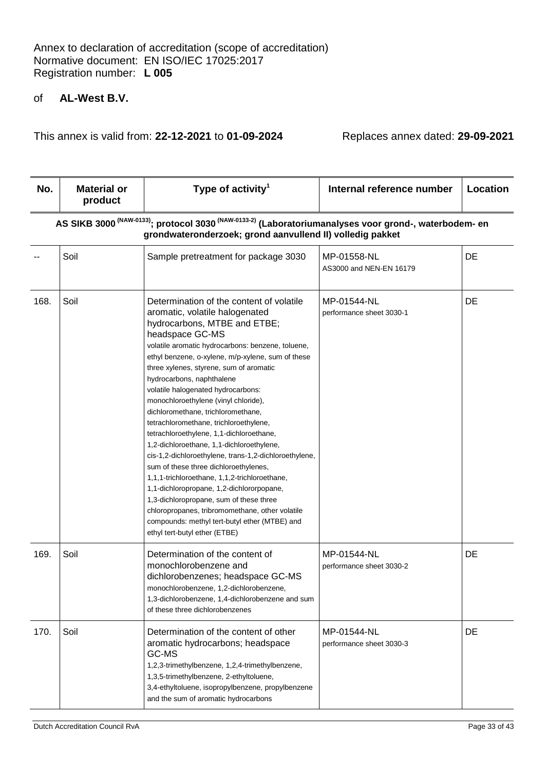Annex to declaration of accreditation (scope of accreditation)
Normative document: EN ISO/IEC 17025:2017
Registration number: **L 005**

of **AL-West B.V.**

This annex is valid from: **22-12-2021** to **01-09-2024** Replaces annex dated: **29-09-2021**

| No. | Material or product | Type of activity[1] | Internal reference number | Location |
|---|---|---|---|---|
| **AS SIKB 3000 (NAW-0133); protocol 3030 (NAW-0133-2) (Laboratoriumanalyses voor grond-, waterbodem- en grondwateronderzoek; grond aanvullend II) volledig pakket** | | | | |
| -- | Soil | Sample pretreatment for package 3030 | MP-01558-NL<br>AS3000 and NEN-EN 16179 | DE |
| 168. | Soil | Determination of the content of volatile aromatic, volatile halogenated hydrocarbons, MTBE and ETBE; headspace GC-MS<br>volatile aromatic hydrocarbons: benzene, toluene, ethyl benzene, o-xylene, m/p-xylene, sum of these three xylenes, styrene, sum of aromatic hydrocarbons, naphthalene<br>volatile halogenated hydrocarbons: monochloroethylene (vinyl chloride), dichloromethane, trichloromethane, tetrachloromethane, trichloroethylene, tetrachloroethylene, 1,1-dichloroethane, 1,2-dichloroethane, 1,1-dichloroethylene, cis-1,2-dichloroethylene, trans-1,2-dichloroethylene, sum of these three dichloroethylenes, 1,1,1-trichloroethane, 1,1,2-trichloroethane, 1,1-dichloropropane, 1,2-dichlororpopane, 1,3-dichloropropane, sum of these three chloropropanes, tribromomethane, other volatile compounds: methyl tert-butyl ether (MTBE) and ethyl tert-butyl ether (ETBE) | MP-01544-NL<br>performance sheet 3030-1 | DE |
| 169. | Soil | Determination of the content of monochlorobenzene and dichlorobenzenes; headspace GC-MS<br>monochlorobenzene, 1,2-dichlorobenzene, 1,3-dichlorobenzene, 1,4-dichlorobenzene and sum of these three dichlorobenzenes | MP-01544-NL<br>performance sheet 3030-2 | DE |
| 170. | Soil | Determination of the content of other aromatic hydrocarbons; headspace GC-MS<br>1,2,3-trimethylbenzene, 1,2,4-trimethylbenzene, 1,3,5-trimethylbenzene, 2-ethyltoluene, 3,4-ethyltoluene, isopropylbenzene, propylbenzene and the sum of aromatic hydrocarbons | MP-01544-NL<br>performance sheet 3030-3 | DE |

Dutch Accreditation Council RvA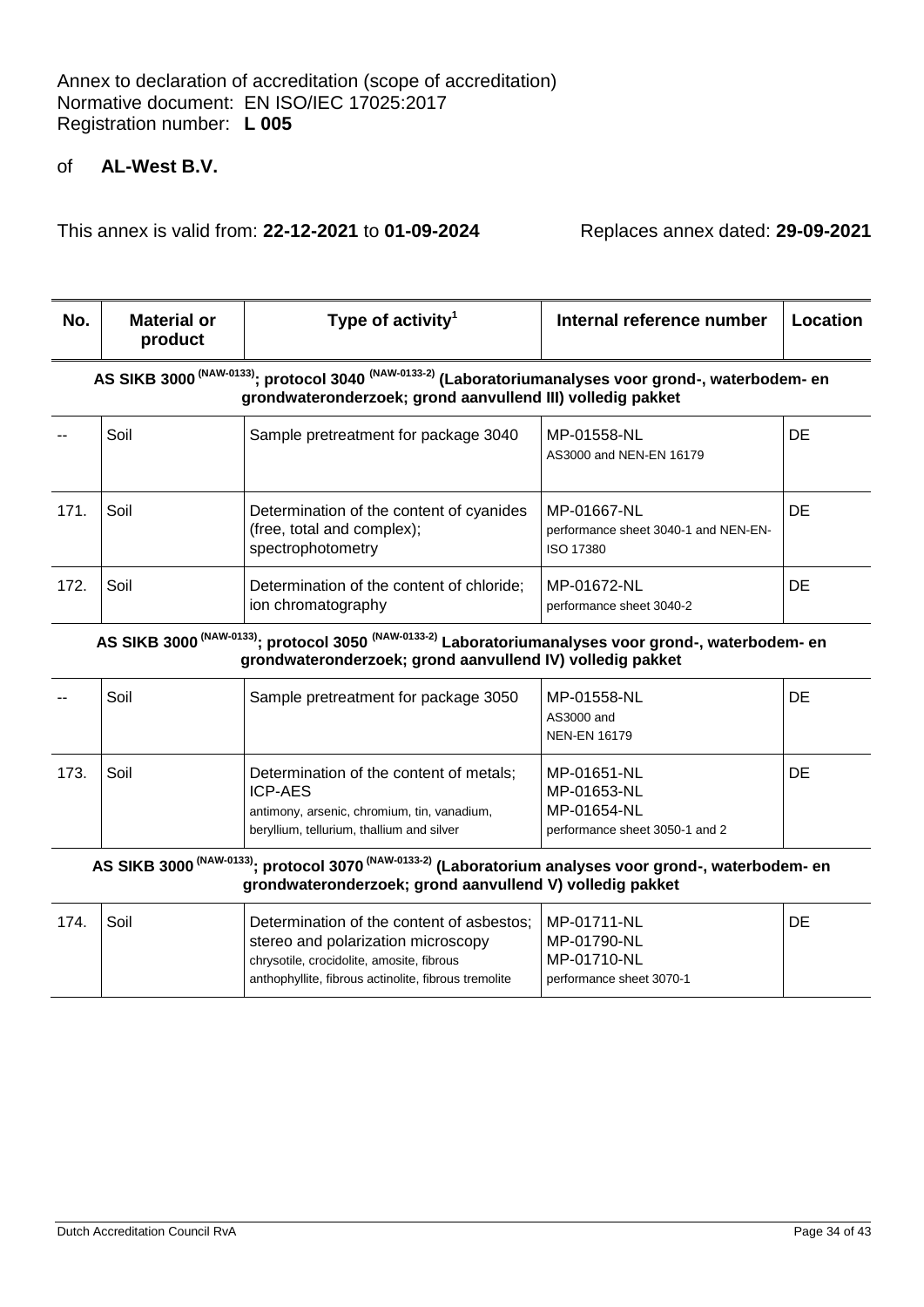Annex to declaration of accreditation (scope of accreditation)
Normative document: EN ISO/IEC 17025:2017
Registration number: **L 005**

of **AL-West B.V.**

This annex is valid from: **22-12-2021** to **01-09-2024** Replaces annex dated: **29-09-2021**

| No. | Material or product | Type of activity[1] | Internal reference number | Location |
|---|---|---|---|---|
| **AS SIKB 3000 (NAW-0133); protocol 3040 (NAW-0133-2) (Laboratoriumanalyses voor grond-, waterbodem- en grondwateronderzoek; grond aanvullend III) volledig pakket** | | | | |
| -- | Soil | Sample pretreatment for package 3040 | MP-01558-NL<br>AS3000 and NEN-EN 16179 | DE |
| 171. | Soil | Determination of the content of cyanides (free, total and complex); spectrophotometry | MP-01667-NL<br>performance sheet 3040-1 and NEN-EN-ISO 17380 | DE |
| 172. | Soil | Determination of the content of chloride; ion chromatography | MP-01672-NL<br>performance sheet 3040-2 | DE |
| **AS SIKB 3000 (NAW-0133); protocol 3050 (NAW-0133-2) Laboratoriumanalyses voor grond-, waterbodem- en grondwateronderzoek; grond aanvullend IV) volledig pakket** | | | | |
| -- | Soil | Sample pretreatment for package 3050 | MP-01558-NL<br>AS3000 and<br>NEN-EN 16179 | DE |
| 173. | Soil | Determination of the content of metals; ICP-AES<br>antimony, arsenic, chromium, tin, vanadium, beryllium, tellurium, thallium and silver | MP-01651-NL<br>MP-01653-NL<br>MP-01654-NL<br>performance sheet 3050-1 and 2 | DE |
| **AS SIKB 3000 (NAW-0133); protocol 3070 (NAW-0133-2) (Laboratorium analyses voor grond-, waterbodem- en grondwateronderzoek; grond aanvullend V) volledig pakket** | | | | |
| 174. | Soil | Determination of the content of asbestos; stereo and polarization microscopy<br>chrysotile, crocidolite, amosite, fibrous anthophyllite, fibrous actinolite, fibrous tremolite | MP-01711-NL<br>MP-01790-NL<br>MP-01710-NL<br>performance sheet 3070-1 | DE |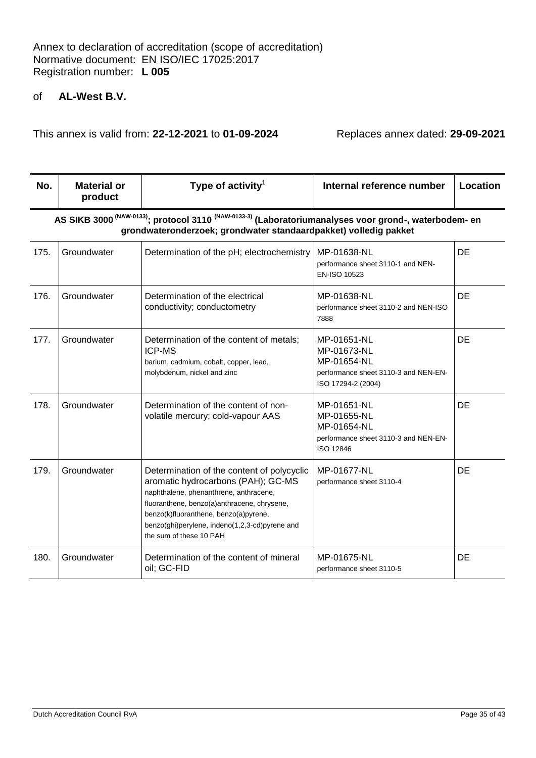Annex to declaration of accreditation (scope of accreditation)
Normative document: EN ISO/IEC 17025:2017
Registration number: **L 005**

of **AL-West B.V.**

This annex is valid from: **22-12-2021** to **01-09-2024** Replaces annex dated: **29-09-2021**

| No. | Material or product | Type of activity[1] | Internal reference number | Location |
|---|---|---|---|---|
| **AS SIKB 3000 (NAW-0133); protocol 3110 (NAW-0133-3) (Laboratoriumanalyses voor grond-, waterbodem- en grondwateronderzoek; grondwater standaardpakket) volledig pakket** | | | | |
| 175. | Groundwater | Determination of the pH; electrochemistry | MP-01638-NL<br>performance sheet 3110-1 and NEN-EN-ISO 10523 | DE |
| 176. | Groundwater | Determination of the electrical conductivity; conductometry | MP-01638-NL<br>performance sheet 3110-2 and NEN-ISO 7888 | DE |
| 177. | Groundwater | Determination of the content of metals; ICP-MS<br>barium, cadmium, cobalt, copper, lead, molybdenum, nickel and zinc | MP-01651-NL<br>MP-01673-NL<br>MP-01654-NL<br>performance sheet 3110-3 and NEN-EN-ISO 17294-2 (2004) | DE |
| 178. | Groundwater | Determination of the content of non-volatile mercury; cold-vapour AAS | MP-01651-NL<br>MP-01655-NL<br>MP-01654-NL<br>performance sheet 3110-3 and NEN-EN-ISO 12846 | DE |
| 179. | Groundwater | Determination of the content of polycyclic aromatic hydrocarbons (PAH); GC-MS<br>naphthalene, phenanthrene, anthracene, fluoranthene, benzo(a)anthracene, chrysene, benzo(k)fluoranthene, benzo(a)pyrene, benzo(ghi)perylene, indeno(1,2,3-cd)pyrene and the sum of these 10 PAH | MP-01677-NL<br>performance sheet 3110-4 | DE |
| 180. | Groundwater | Determination of the content of mineral oil; GC-FID | MP-01675-NL<br>performance sheet 3110-5 | DE |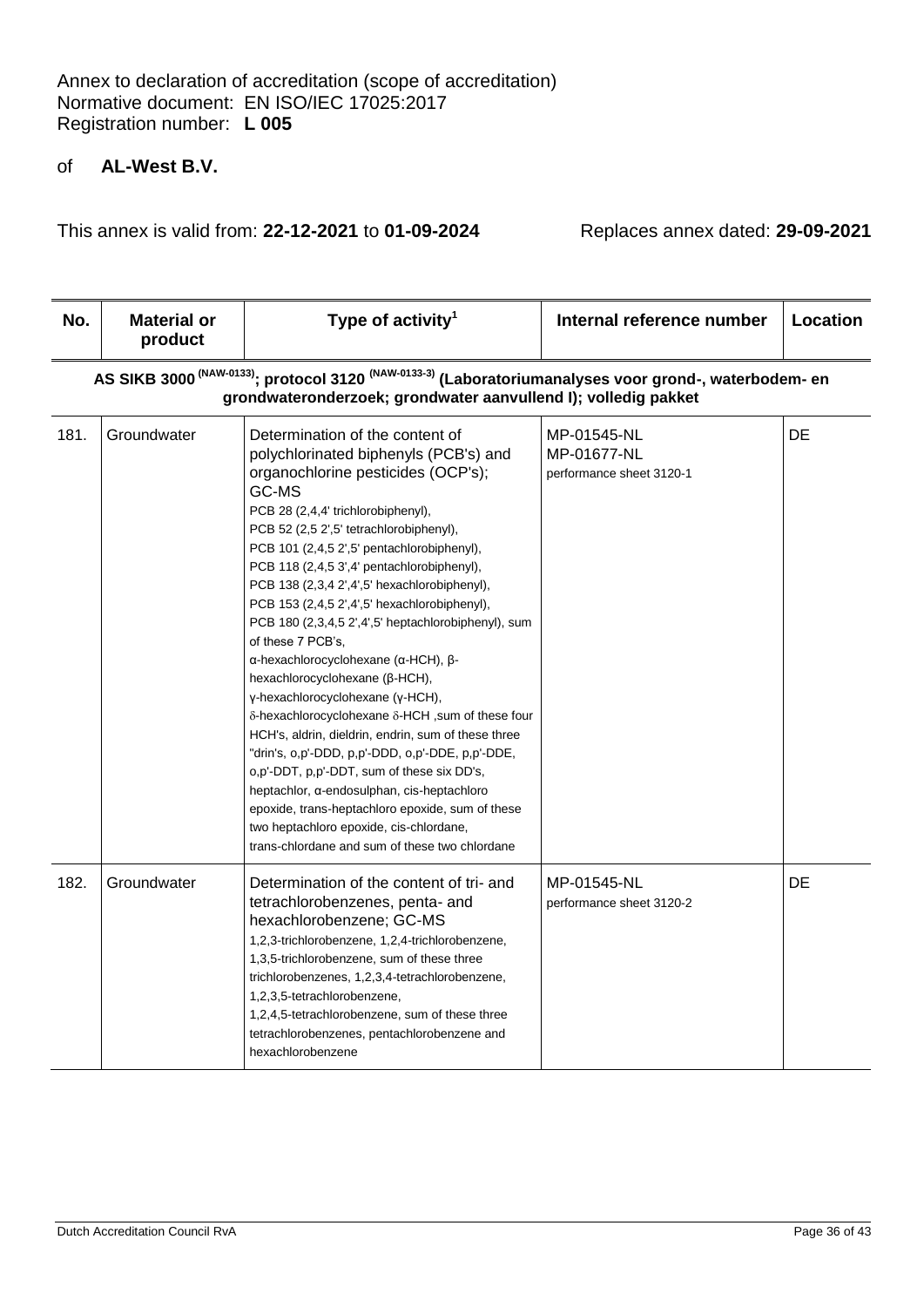Annex to declaration of accreditation (scope of accreditation)
Normative document: EN ISO/IEC 17025:2017
Registration number: **L 005**

of **AL-West B.V.**

This annex is valid from: **22-12-2021** to **01-09-2024** Replaces annex dated: **29-09-2021**

| No. | Material or product | Type of activity[1] | Internal reference number | Location |
|---|---|---|---|---|
| **AS SIKB 3000 (NAW-0133); protocol 3120 (NAW-0133-3) (Laboratoriumanalyses voor grond-, waterbodem- en grondwateronderzoek; grondwater aanvullend I); volledig pakket** | | | | |
| 181. | Groundwater | Determination of the content of polychlorinated biphenyls (PCB's) and organochlorine pesticides (OCP's); GC-MS<br>PCB 28 (2,4,4' trichlorobiphenyl),<br>PCB 52 (2,5 2',5' tetrachlorobiphenyl),<br>PCB 101 (2,4,5 2',5' pentachlorobiphenyl),<br>PCB 118 (2,4,5 3',4' pentachlorobiphenyl),<br>PCB 138 (2,3,4 2',4',5' hexachlorobiphenyl),<br>PCB 153 (2,4,5 2',4',5' hexachlorobiphenyl),<br>PCB 180 (2,3,4,5 2',4',5' heptachlorobiphenyl), sum of these 7 PCB's,<br>α-hexachlorocyclohexane (α-HCH), β-hexachlorocyclohexane (β-HCH),<br>γ-hexachlorocyclohexane (γ-HCH),<br>δ-hexachlorocyclohexane δ-HCH ,sum of these four HCH's, aldrin, dieldrin, endrin, sum of these three "drin's, o,p'-DDD, p,p'-DDD, o,p'-DDE, p,p'-DDE, o,p'-DDT, p,p'-DDT, sum of these six DD's, heptachlor, α-endosulphan, cis-heptachloro epoxide, trans-heptachloro epoxide, sum of these two heptachloro epoxide, cis-chlordane, trans-chlordane and sum of these two chlordane | MP-01545-NL<br>MP-01677-NL<br>performance sheet 3120-1 | DE |
| 182. | Groundwater | Determination of the content of tri- and tetrachlorobenzenes, penta- and hexachlorobenzene; GC-MS<br>1,2,3-trichlorobenzene, 1,2,4-trichlorobenzene, 1,3,5-trichlorobenzene, sum of these three trichlorobenzenes, 1,2,3,4-tetrachlorobenzene, 1,2,3,5-tetrachlorobenzene, 1,2,4,5-tetrachlorobenzene, sum of these three tetrachlorobenzenes, pentachlorobenzene and hexachlorobenzene | MP-01545-NL<br>performance sheet 3120-2 | DE |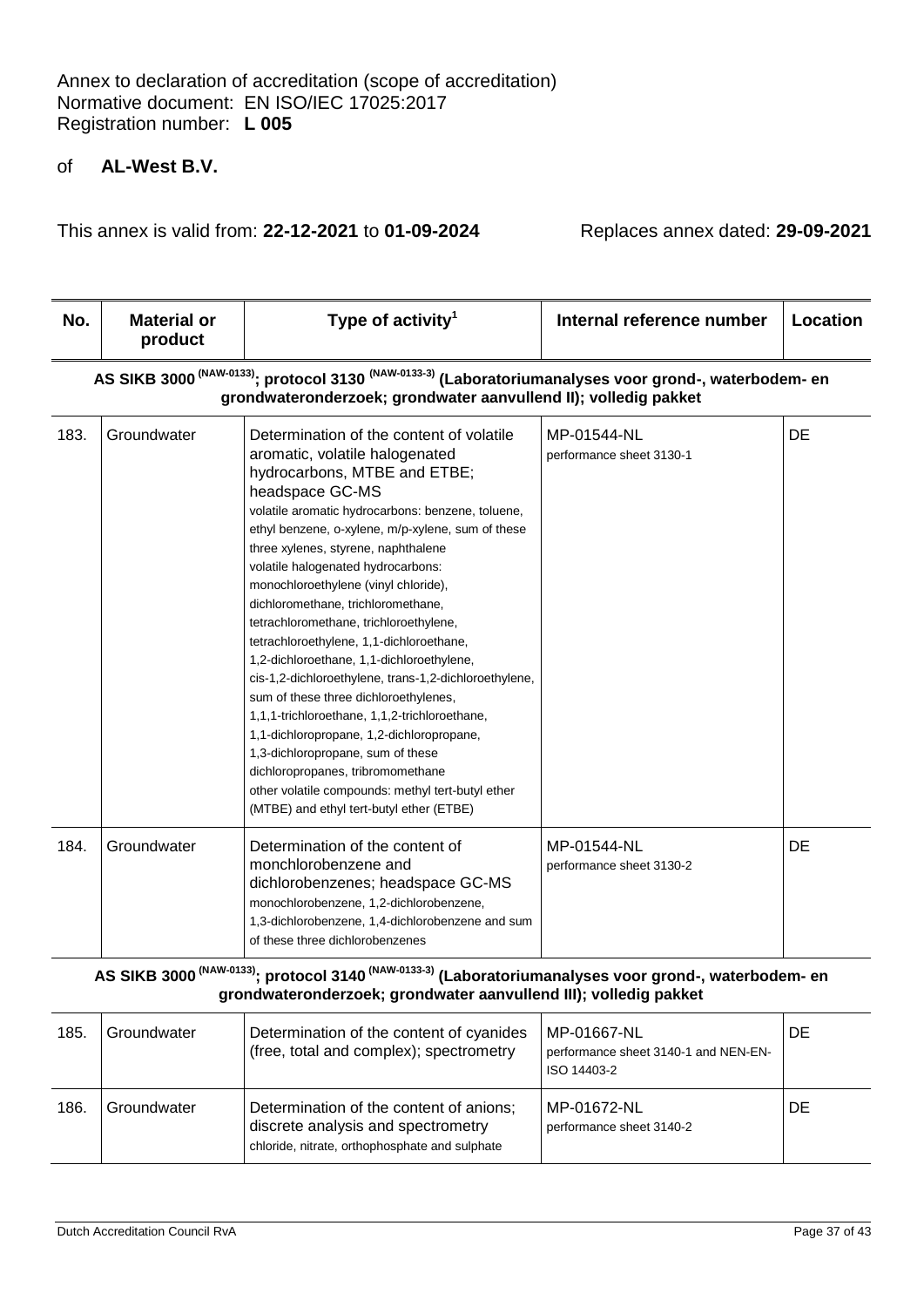Annex to declaration of accreditation (scope of accreditation)
Normative document: EN ISO/IEC 17025:2017
Registration number: **L 005**

of **AL-West B.V.**

This annex is valid from: **22-12-2021** to **01-09-2024** Replaces annex dated: **29-09-2021**

| No. | Material or product | Type of activity[1] | Internal reference number | Location |
|---|---|---|---|---|
| **AS SIKB 3000 (NAW-0133); protocol 3130 (NAW-0133-3) (Laboratoriumanalyses voor grond-, waterbodem- en grondwateronderzoek; grondwater aanvullend II); volledig pakket** | | | | |
| 183. | Groundwater | Determination of the content of volatile aromatic, volatile halogenated hydrocarbons, MTBE and ETBE; headspace GC-MS<br>volatile aromatic hydrocarbons: benzene, toluene, ethyl benzene, o-xylene, m/p-xylene, sum of these three xylenes, styrene, naphthalene<br>volatile halogenated hydrocarbons: monochloroethylene (vinyl chloride), dichloromethane, trichloromethane, tetrachloromethane, trichloroethylene, tetrachloroethylene, 1,1-dichloroethane, 1,2-dichloroethane, 1,1-dichloroethylene, cis-1,2-dichloroethylene, trans-1,2-dichloroethylene, sum of these three dichloroethylenes, 1,1,1-trichloroethane, 1,1,2-trichloroethane, 1,1-dichloropropane, 1,2-dichloropropane, 1,3-dichloropropane, sum of these dichloropropanes, tribromomethane<br>other volatile compounds: methyl tert-butyl ether (MTBE) and ethyl tert-butyl ether (ETBE) | MP-01544-NL<br>performance sheet 3130-1 | DE |
| 184. | Groundwater | Determination of the content of monchlorobenzene and dichlorobenzenes; headspace GC-MS<br>monochlorobenzene, 1,2-dichlorobenzene, 1,3-dichlorobenzene, 1,4-dichlorobenzene and sum of these three dichlorobenzenes | MP-01544-NL<br>performance sheet 3130-2 | DE |
| **AS SIKB 3000 (NAW-0133); protocol 3140 (NAW-0133-3) (Laboratoriumanalyses voor grond-, waterbodem- en grondwateronderzoek; grondwater aanvullend III); volledig pakket** | | | | |
| 185. | Groundwater | Determination of the content of cyanides (free, total and complex); spectrometry | MP-01667-NL<br>performance sheet 3140-1 and NEN-EN-ISO 14403-2 | DE |
| 186. | Groundwater | Determination of the content of anions; discrete analysis and spectrometry<br>chloride, nitrate, orthophosphate and sulphate | MP-01672-NL<br>performance sheet 3140-2 | DE |

Dutch Accreditation Council RvA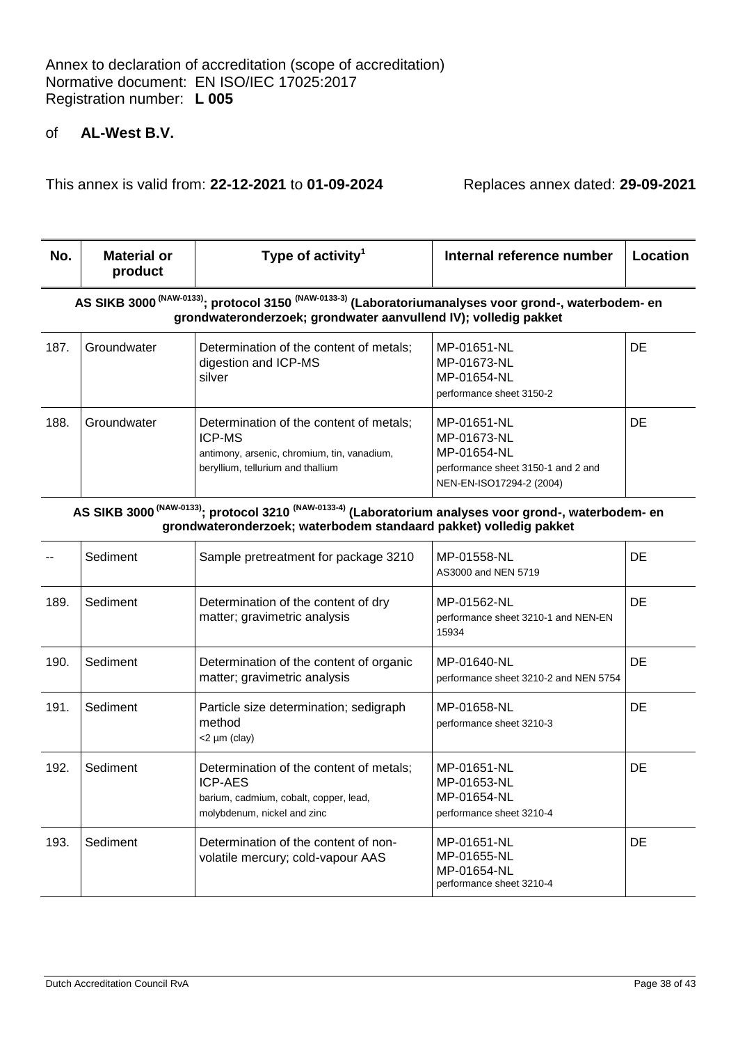Annex to declaration of accreditation (scope of accreditation)
Normative document: EN ISO/IEC 17025:2017
Registration number: **L 005**

of **AL-West B.V.**

This annex is valid from: **22-12-2021** to **01-09-2024** Replaces annex dated: **29-09-2021**

| No. | Material or product | Type of activity[1] | Internal reference number | Location |
|---|---|---|---|---|
| **AS SIKB 3000 (NAW-0133); protocol 3150 (NAW-0133-3) (Laboratoriumanalyses voor grond-, waterbodem- en grondwateronderzoek; grondwater aanvullend IV); volledig pakket** | | | | |
| 187. | Groundwater | Determination of the content of metals; digestion and ICP-MS<br>silver | MP-01651-NL<br>MP-01673-NL<br>MP-01654-NL<br>performance sheet 3150-2 | DE |
| 188. | Groundwater | Determination of the content of metals; ICP-MS<br>antimony, arsenic, chromium, tin, vanadium, beryllium, tellurium and thallium | MP-01651-NL<br>MP-01673-NL<br>MP-01654-NL<br>performance sheet 3150-1 and 2 and NEN-EN-ISO17294-2 (2004) | DE |
| **AS SIKB 3000 (NAW-0133); protocol 3210 (NAW-0133-4) (Laboratorium analyses voor grond-, waterbodem- en grondwateronderzoek; waterbodem standaard pakket) volledig pakket** | | | | |
| -- | Sediment | Sample pretreatment for package 3210 | MP-01558-NL<br>AS3000 and NEN 5719 | DE |
| 189. | Sediment | Determination of the content of dry matter; gravimetric analysis | MP-01562-NL<br>performance sheet 3210-1 and NEN-EN 15934 | DE |
| 190. | Sediment | Determination of the content of organic matter; gravimetric analysis | MP-01640-NL<br>performance sheet 3210-2 and NEN 5754 | DE |
| 191. | Sediment | Particle size determination; sedigraph method<br><2 µm (clay) | MP-01658-NL<br>performance sheet 3210-3 | DE |
| 192. | Sediment | Determination of the content of metals; ICP-AES<br>barium, cadmium, cobalt, copper, lead, molybdenum, nickel and zinc | MP-01651-NL<br>MP-01653-NL<br>MP-01654-NL<br>performance sheet 3210-4 | DE |
| 193. | Sediment | Determination of the content of non-volatile mercury; cold-vapour AAS | MP-01651-NL<br>MP-01655-NL<br>MP-01654-NL<br>performance sheet 3210-4 | DE |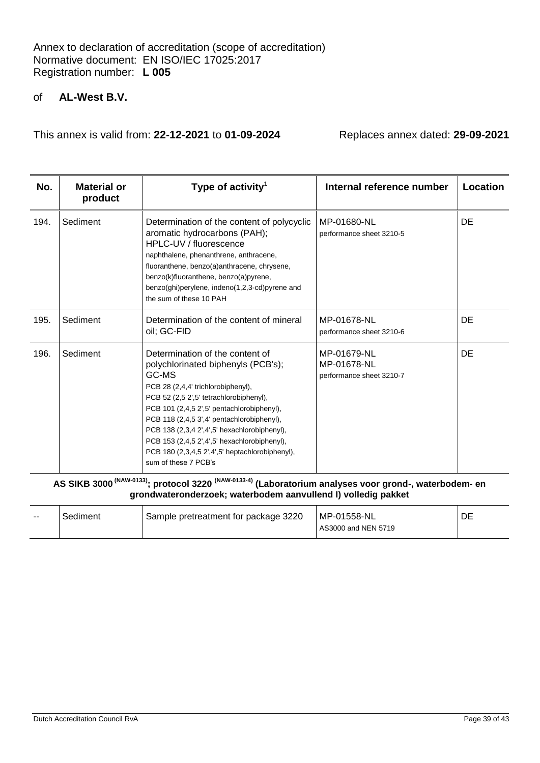Annex to declaration of accreditation (scope of accreditation)
Normative document: EN ISO/IEC 17025:2017
Registration number: **L 005**

of **AL-West B.V.**

This annex is valid from: **22-12-2021** to **01-09-2024** Replaces annex dated: **29-09-2021**

| No. | Material or product | Type of activity[1] | Internal reference number | Location |
|---|---|---|---|---|
| 194. | Sediment | Determination of the content of polycyclic aromatic hydrocarbons (PAH); HPLC-UV / fluorescence naphthalene, phenanthrene, anthracene, fluoranthene, benzo(a)anthracene, chrysene, benzo(k)fluoranthene, benzo(a)pyrene, benzo(ghi)perylene, indeno(1,2,3-cd)pyrene and the sum of these 10 PAH | MP-01680-NL performance sheet 3210-5 | DE |
| 195. | Sediment | Determination of the content of mineral oil; GC-FID | MP-01678-NL performance sheet 3210-6 | DE |
| 196. | Sediment | Determination of the content of polychlorinated biphenyls (PCB's); GC-MS PCB 28 (2,4,4' trichlorobiphenyl), PCB 52 (2,5 2',5' tetrachlorobiphenyl), PCB 101 (2,4,5 2',5' pentachlorobiphenyl), PCB 118 (2,4,5 3',4' pentachlorobiphenyl), PCB 138 (2,3,4 2',4',5' hexachlorobiphenyl), PCB 153 (2,4,5 2',4',5' hexachlorobiphenyl), PCB 180 (2,3,4,5 2',4',5' heptachlorobiphenyl), sum of these 7 PCB's | MP-01679-NL MP-01678-NL performance sheet 3210-7 | DE |

**AS SIKB 3000 (NAW-0133); protocol 3220 (NAW-0133-4) (Laboratorium analyses voor grond-, waterbodem- en grondwateronderzoek; waterbodem aanvullend I) volledig pakket**

| No. | Material or product | Type of activity[1] | Internal reference number | Location |
|---|---|---|---|---|
| -- | Sediment | Sample pretreatment for package 3220 | MP-01558-NL AS3000 and NEN 5719 | DE |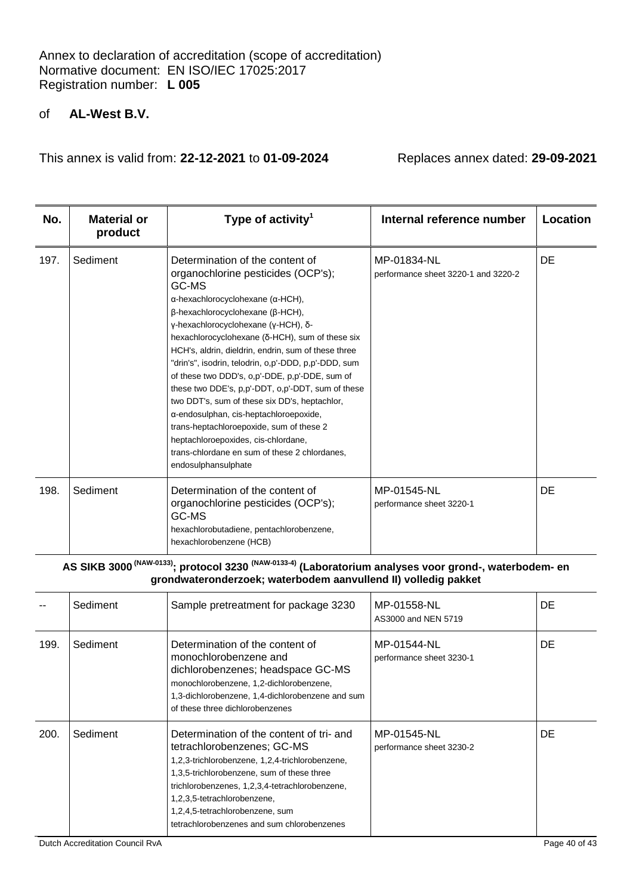Annex to declaration of accreditation (scope of accreditation)
Normative document: EN ISO/IEC 17025:2017
Registration number: **L 005**

of **AL-West B.V.**

This annex is valid from: **22-12-2021** to **01-09-2024** Replaces annex dated: **29-09-2021**

| No. | Material or product | Type of activity[1] | Internal reference number | Location |
|---|---|---|---|---|
| 197. | Sediment | Determination of the content of organochlorine pesticides (OCP's); GC-MS<br>α-hexachlorocyclohexane (α-HCH), β-hexachlorocyclohexane (β-HCH), γ-hexachlorocyclohexane (γ-HCH), δ-hexachlorocyclohexane (δ-HCH), sum of these six HCH's, aldrin, dieldrin, endrin, sum of these three "drin's", isodrin, telodrin, o,p'-DDD, p,p'-DDD, sum of these two DDD's, o,p'-DDE, p,p'-DDE, sum of these two DDE's, p,p'-DDT, o,p'-DDT, sum of these two DDT's, sum of these six DD's, heptachlor, α-endosulphan, cis-heptachloroepoxide, trans-heptachloroepoxide, sum of these 2 heptachloroepoxides, cis-chlordane, trans-chlordane en sum of these 2 chlordanes, endosulphansulphate | MP-01834-NL<br>performance sheet 3220-1 and 3220-2 | DE |
| 198. | Sediment | Determination of the content of organochlorine pesticides (OCP's); GC-MS<br>hexachlorobutadiene, pentachlorobenzene, hexachlorobenzene (HCB) | MP-01545-NL<br>performance sheet 3220-1 | DE |

**AS SIKB 3000 [(NAW-0133)]; protocol 3230 [(NAW-0133-4)] (Laboratorium analyses voor grond-, waterbodem- en grondwateronderzoek; waterbodem aanvullend II) volledig pakket**

| No. | Material or product | Type of activity[1] | Internal reference number | Location |
|---|---|---|---|---|
| -- | Sediment | Sample pretreatment for package 3230 | MP-01558-NL<br>AS3000 and NEN 5719 | DE |
| 199. | Sediment | Determination of the content of monochlorobenzene and dichlorobenzenes; headspace GC-MS<br>monochlorobenzene, 1,2-dichlorobenzene, 1,3-dichlorobenzene, 1,4-dichlorobenzene and sum of these three dichlorobenzenes | MP-01544-NL<br>performance sheet 3230-1 | DE |
| 200. | Sediment | Determination of the content of tri- and tetrachlorobenzenes; GC-MS<br>1,2,3-trichlorobenzene, 1,2,4-trichlorobenzene, 1,3,5-trichlorobenzene, sum of these three trichlorobenzenes, 1,2,3,4-tetrachlorobenzene, 1,2,3,5-tetrachlorobenzene, 1,2,4,5-tetrachlorobenzene, sum tetrachlorobenzenes and sum chlorobenzenes | MP-01545-NL<br>performance sheet 3230-2 | DE |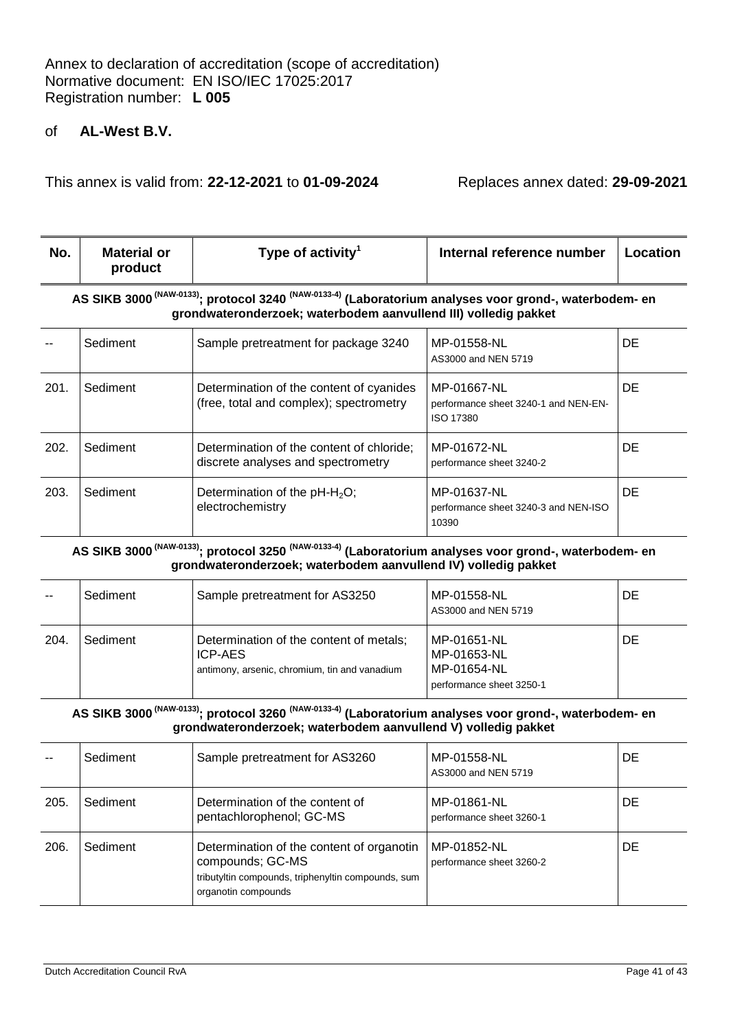Annex to declaration of accreditation (scope of accreditation)
Normative document: EN ISO/IEC 17025:2017
Registration number: **L 005**

of **AL-West B.V.**

This annex is valid from: **22-12-2021** to **01-09-2024** Replaces annex dated: **29-09-2021**

| No. | Material or product | Type of activity[1] | Internal reference number | Location |
|---|---|---|---|---|
| **AS SIKB 3000 (NAW-0133); protocol 3240 (NAW-0133-4) (Laboratorium analyses voor grond-, waterbodem- en grondwateronderzoek; waterbodem aanvullend III) volledig pakket** | | | | |
| -- | Sediment | Sample pretreatment for package 3240 | MP-01558-NL<br>AS3000 and NEN 5719 | DE |
| 201. | Sediment | Determination of the content of cyanides (free, total and complex); spectrometry | MP-01667-NL<br>performance sheet 3240-1 and NEN-EN-ISO 17380 | DE |
| 202. | Sediment | Determination of the content of chloride; discrete analyses and spectrometry | MP-01672-NL<br>performance sheet 3240-2 | DE |
| 203. | Sediment | Determination of the pH-$H_2O$; electrochemistry | MP-01637-NL<br>performance sheet 3240-3 and NEN-ISO 10390 | DE |
| **AS SIKB 3000 (NAW-0133); protocol 3250 (NAW-0133-4) (Laboratorium analyses voor grond-, waterbodem- en grondwateronderzoek; waterbodem aanvullend IV) volledig pakket** | | | | |
| -- | Sediment | Sample pretreatment for AS3250 | MP-01558-NL<br>AS3000 and NEN 5719 | DE |
| 204. | Sediment | Determination of the content of metals; ICP-AES<br>antimony, arsenic, chromium, tin and vanadium | MP-01651-NL<br>MP-01653-NL<br>MP-01654-NL<br>performance sheet 3250-1 | DE |
| **AS SIKB 3000 (NAW-0133); protocol 3260 (NAW-0133-4) (Laboratorium analyses voor grond-, waterbodem- en grondwateronderzoek; waterbodem aanvullend V) volledig pakket** | | | | |
| -- | Sediment | Sample pretreatment for AS3260 | MP-01558-NL<br>AS3000 and NEN 5719 | DE |
| 205. | Sediment | Determination of the content of pentachlorophenol; GC-MS | MP-01861-NL<br>performance sheet 3260-1 | DE |
| 206. | Sediment | Determination of the content of organotin compounds; GC-MS<br>tributyltin compounds, triphenyltin compounds, sum organotin compounds | MP-01852-NL<br>performance sheet 3260-2 | DE |

Dutch Accreditation Council RvA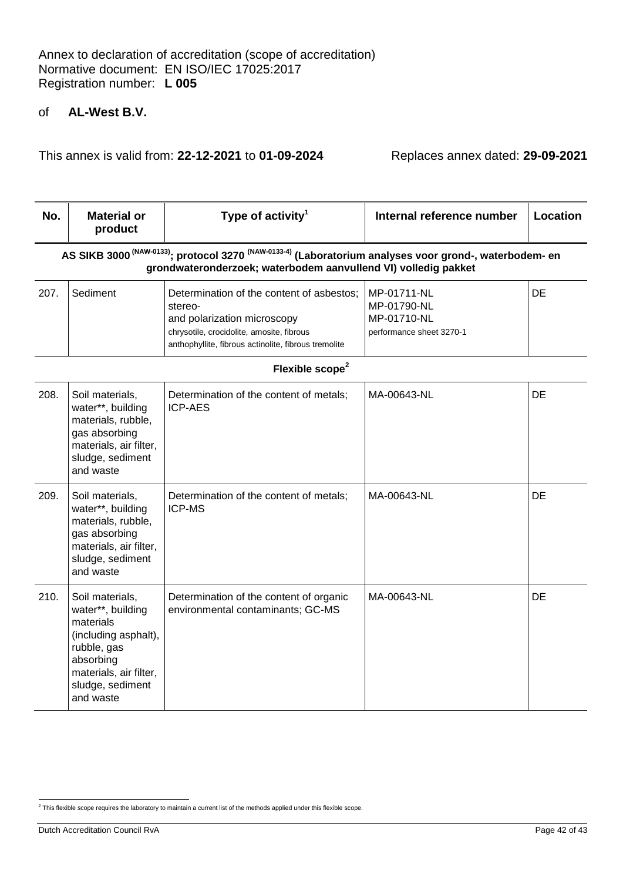Annex to declaration of accreditation (scope of accreditation)
Normative document: EN ISO/IEC 17025:2017
Registration number: **L 005**

of **AL-West B.V.**

This annex is valid from: **22-12-2021** to **01-09-2024** Replaces annex dated: **29-09-2021**

| No. | Material or product | Type of activity[1] | Internal reference number | Location |
|---|---|---|---|---|
| **AS SIKB 3000 [(NAW-0133)]; protocol 3270 [(NAW-0133-4)] (Laboratorium analyses voor grond-, waterbodem- en grondwateronderzoek; waterbodem aanvullend VI) volledig pakket** | | | | |
| 207. | Sediment | Determination of the content of asbestos; stereo- and polarization microscopy chrysotile, crocidolite, amosite, fibrous anthophyllite, fibrous actinolite, fibrous tremolite | MP-01711-NL MP-01790-NL MP-01710-NL performance sheet 3270-1 | DE |
| **Flexible scope[2]** | | | | |
| 208. | Soil materials, water**, building materials, rubble, gas absorbing materials, air filter, sludge, sediment and waste | Determination of the content of metals; ICP-AES | MA-00643-NL | DE |
| 209. | Soil materials, water**, building materials, rubble, gas absorbing materials, air filter, sludge, sediment and waste | Determination of the content of metals; ICP-MS | MA-00643-NL | DE |
| 210. | Soil materials, water**, building materials (including asphalt), rubble, gas absorbing materials, air filter, sludge, sediment and waste | Determination of the content of organic environmental contaminants; GC-MS | MA-00643-NL | DE |

[2] This flexible scope requires the laboratory to maintain a current list of the methods applied under this flexible scope.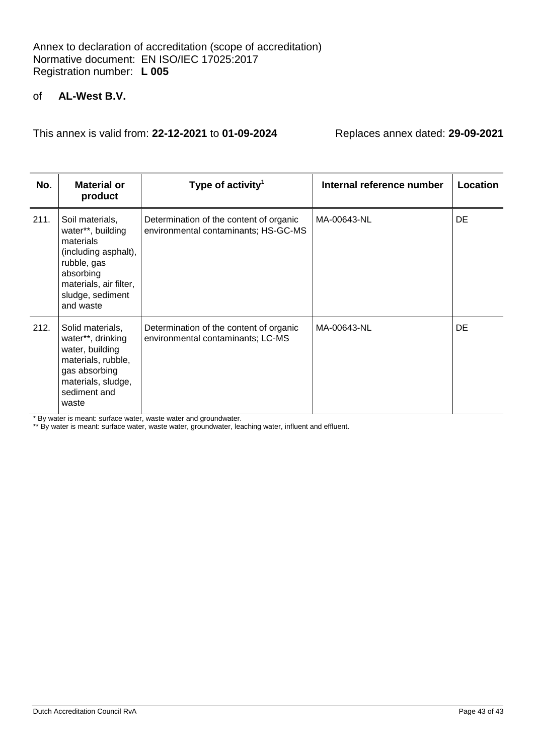Annex to declaration of accreditation (scope of accreditation)
Normative document: EN ISO/IEC 17025:2017
Registration number: **L 005**

of **AL-West B.V.**

This annex is valid from: **22-12-2021** to **01-09-2024** Replaces annex dated: **29-09-2021**

| No. | Material or product | Type of activity[1] | Internal reference number | Location |
|---|---|---|---|---|
| 211. | Soil materials, water**, building materials (including asphalt), rubble, gas absorbing materials, air filter, sludge, sediment and waste | Determination of the content of organic environmental contaminants; HS-GC-MS | MA-00643-NL | DE |
| 212. | Solid materials, water**, drinking water, building materials, rubble, gas absorbing materials, sludge, sediment and waste | Determination of the content of organic environmental contaminants; LC-MS | MA-00643-NL | DE |

* By water is meant: surface water, waste water and groundwater.
** By water is meant: surface water, waste water, groundwater, leaching water, influent and effluent.